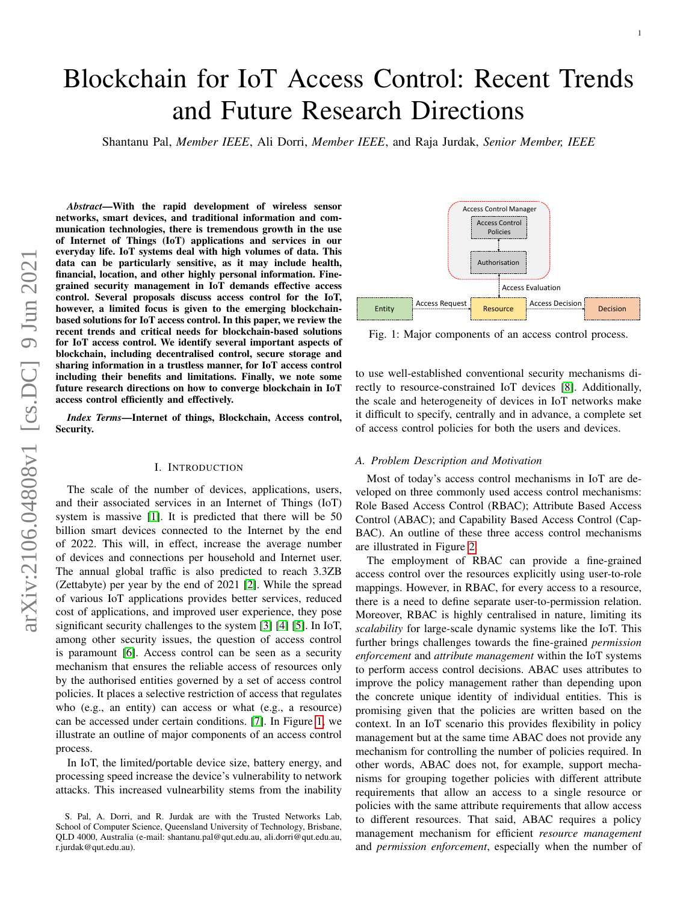# Blockchain for IoT Access Control: Recent Trends and Future Research Directions

Shantanu Pal, *Member IEEE*, Ali Dorri, *Member IEEE*, and Raja Jurdak, *Senior Member, IEEE*

***Abstract*—With the rapid development of wireless sensor networks, smart devices, and traditional information and communication technologies, there is tremendous growth in the use of Internet of Things (IoT) applications and services in our everyday life. IoT systems deal with high volumes of data. This data can be particularly sensitive, as it may include health, financial, location, and other highly personal information. Fine-grained security management in IoT demands effective access control. Several proposals discuss access control for the IoT, however, a limited focus is given to the emerging blockchain-based solutions for IoT access control. In this paper, we review the recent trends and critical needs for blockchain-based solutions for IoT access control. We identify several important aspects of blockchain, including decentralised control, secure storage and sharing information in a trustless manner, for IoT access control including their benefits and limitations. Finally, we note some future research directions on how to converge blockchain in IoT access control efficiently and effectively.**

***Index Terms*—Internet of things, Blockchain, Access control, Security.**

## I. Introduction

The scale of the number of devices, applications, users, and their associated services in an Internet of Things (IoT) system is massive [1]. It is predicted that there will be 50 billion smart devices connected to the Internet by the end of 2022. This will, in effect, increase the average number of devices and connections per household and Internet user. The annual global traffic is also predicted to reach 3.3ZB (Zettabyte) per year by the end of 2021 [2]. While the spread of various IoT applications provides better services, reduced cost of applications, and improved user experience, they pose significant security challenges to the system [3] [4] [5]. In IoT, among other security issues, the question of access control is paramount [6]. Access control can be seen as a security mechanism that ensures the reliable access of resources only by the authorised entities governed by a set of access control policies. It places a selective restriction of access that regulates who (e.g., an entity) can access or what (e.g., a resource) can be accessed under certain conditions. [7]. In Figure 1, we illustrate an outline of major components of an access control process.

In IoT, the limited/portable device size, battery energy, and processing speed increase the device's vulnerability to network attacks. This increased vulnearbility stems from the inability to use well-established conventional security mechanisms directly to resource-constrained IoT devices [8]. Additionally, the scale and heterogeneity of devices in IoT networks make it difficult to specify, centrally and in advance, a complete set of access control policies for both the users and devices.

Fig. 1: Major components of an access control process.

### A. Problem Description and Motivation

Most of today's access control mechanisms in IoT are developed on three commonly used access control mechanisms: Role Based Access Control (RBAC); Attribute Based Access Control (ABAC); and Capability Based Access Control (CapBAC). An outline of these three access control mechanisms are illustrated in Figure 2.

The employment of RBAC can provide a fine-grained access control over the resources explicitly using user-to-role mappings. However, in RBAC, for every access to a resource, there is a need to define separate user-to-permission relation. Moreover, RBAC is highly centralised in nature, limiting its *scalability* for large-scale dynamic systems like the IoT. This further brings challenges towards the fine-grained *permission enforcement* and *attribute management* within the IoT systems to perform access control decisions. ABAC uses attributes to improve the policy management rather than depending upon the concrete unique identity of individual entities. This is promising given that the policies are written based on the context. In an IoT scenario this provides flexibility in policy management but at the same time ABAC does not provide any mechanism for controlling the number of policies required. In other words, ABAC does not, for example, support mechanisms for grouping together policies with different attribute requirements that allow an access to a single resource or policies with the same attribute requirements that allow access to different resources. That said, ABAC requires a policy management mechanism for efficient *resource management* and *permission enforcement*, especially when the number of

S. Pal, A. Dorri, and R. Jurdak are with the Trusted Networks Lab, School of Computer Science, Queensland University of Technology, Brisbane, QLD 4000, Australia (e-mail: shantanu.pal@qut.edu.au, ali.dorri@qut.edu.au, r.jurdak@qut.edu.au).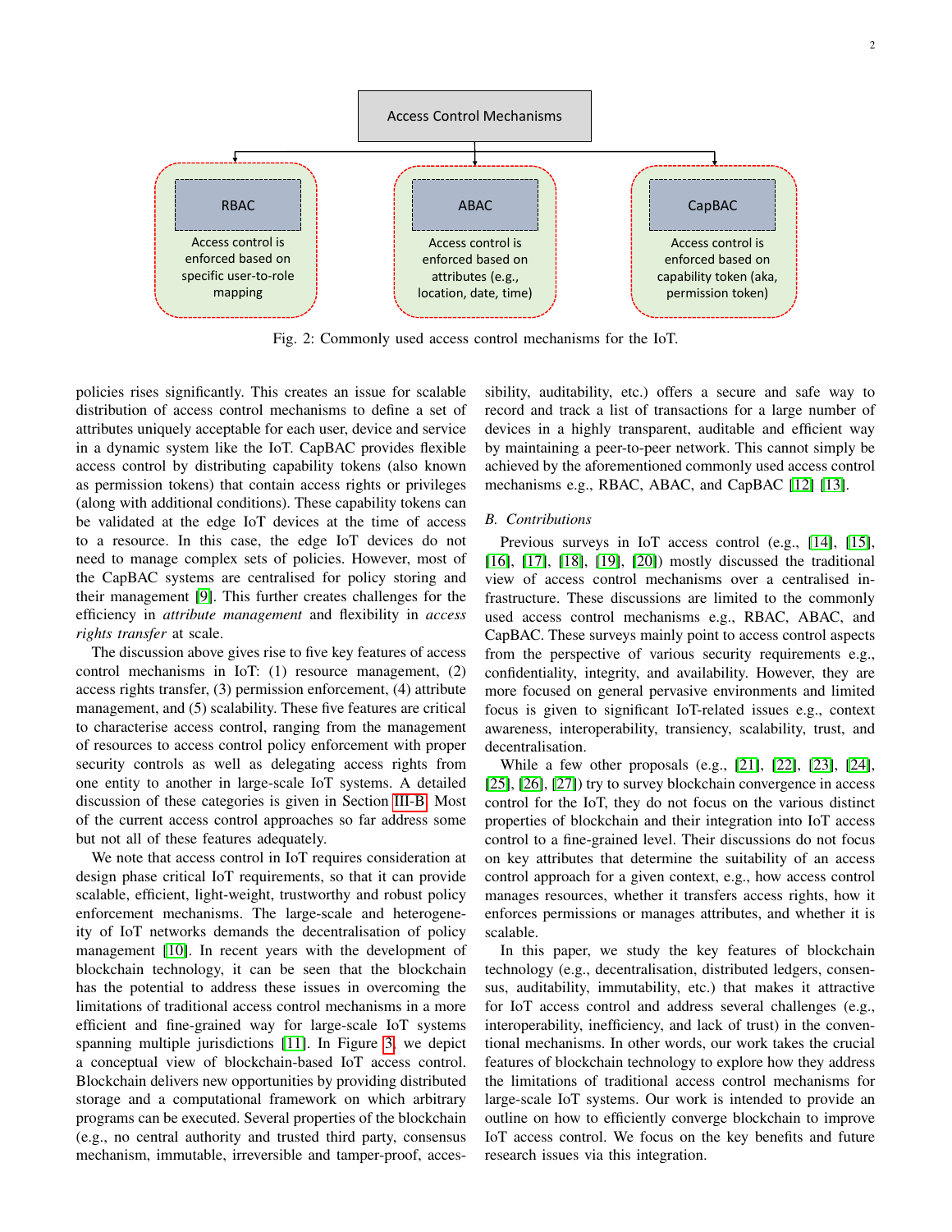Access Control Mechanisms

- **RBAC**: Access control is enforced based on specific user-to-role mapping
- **ABAC**: Access control is enforced based on attributes (e.g., location, date, time)
- **CapBAC**: Access control is enforced based on capability token (aka, permission token)

Fig. 2: Commonly used access control mechanisms for the IoT.

policies rises significantly. This creates an issue for scalable distribution of access control mechanisms to define a set of attributes uniquely acceptable for each user, device and service in a dynamic system like the IoT. CapBAC provides flexible access control by distributing capability tokens (also known as permission tokens) that contain access rights or privileges (along with additional conditions). These capability tokens can be validated at the edge IoT devices at the time of access to a resource. In this case, the edge IoT devices do not need to manage complex sets of policies. However, most of the CapBAC systems are centralised for policy storing and their management [9]. This further creates challenges for the efficiency in *attribute management* and flexibility in *access rights transfer* at scale.

The discussion above gives rise to five key features of access control mechanisms in IoT: (1) resource management, (2) access rights transfer, (3) permission enforcement, (4) attribute management, and (5) scalability. These five features are critical to characterise access control, ranging from the management of resources to access control policy enforcement with proper security controls as well as delegating access rights from one entity to another in large-scale IoT systems. A detailed discussion of these categories is given in Section III-B. Most of the current access control approaches so far address some but not all of these features adequately.

We note that access control in IoT requires consideration at design phase critical IoT requirements, so that it can provide scalable, efficient, light-weight, trustworthy and robust policy enforcement mechanisms. The large-scale and heterogeneity of IoT networks demands the decentralisation of policy management [10]. In recent years with the development of blockchain technology, it can be seen that the blockchain has the potential to address these issues in overcoming the limitations of traditional access control mechanisms in a more efficient and fine-grained way for large-scale IoT systems spanning multiple jurisdictions [11]. In Figure 3, we depict a conceptual view of blockchain-based IoT access control. Blockchain delivers new opportunities by providing distributed storage and a computational framework on which arbitrary programs can be executed. Several properties of the blockchain (e.g., no central authority and trusted third party, consensus mechanism, immutable, irreversible and tamper-proof, accessibility, auditability, etc.) offers a secure and safe way to record and track a list of transactions for a large number of devices in a highly transparent, auditable and efficient way by maintaining a peer-to-peer network. This cannot simply be achieved by the aforementioned commonly used access control mechanisms e.g., RBAC, ABAC, and CapBAC [12] [13].

### B. Contributions

Previous surveys in IoT access control (e.g., [14], [15], [16], [17], [18], [19], [20]) mostly discussed the traditional view of access control mechanisms over a centralised infrastructure. These discussions are limited to the commonly used access control mechanisms e.g., RBAC, ABAC, and CapBAC. These surveys mainly point to access control aspects from the perspective of various security requirements e.g., confidentiality, integrity, and availability. However, they are more focused on general pervasive environments and limited focus is given to significant IoT-related issues e.g., context awareness, interoperability, transiency, scalability, trust, and decentralisation.

While a few other proposals (e.g., [21], [22], [23], [24], [25], [26], [27]) try to survey blockchain convergence in access control for the IoT, they do not focus on the various distinct properties of blockchain and their integration into IoT access control to a fine-grained level. Their discussions do not focus on key attributes that determine the suitability of an access control approach for a given context, e.g., how access control manages resources, whether it transfers access rights, how it enforces permissions or manages attributes, and whether it is scalable.

In this paper, we study the key features of blockchain technology (e.g., decentralisation, distributed ledgers, consensus, auditability, immutability, etc.) that makes it attractive for IoT access control and address several challenges (e.g., interoperability, inefficiency, and lack of trust) in the conventional mechanisms. In other words, our work takes the crucial features of blockchain technology to explore how they address the limitations of traditional access control mechanisms for large-scale IoT systems. Our work is intended to provide an outline on how to efficiently converge blockchain to improve IoT access control. We focus on the key benefits and future research issues via this integration.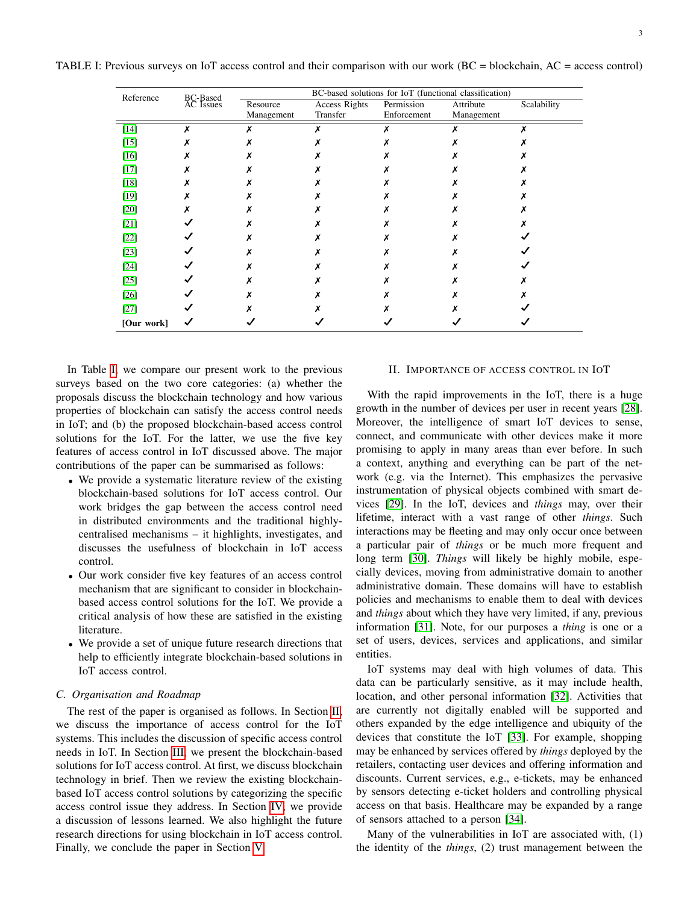TABLE I: Previous surveys on IoT access control and their comparison with our work (BC = blockchain, AC = access control)

| Reference | BC-Based AC Issues | BC-based solutions for IoT (functional classification) | | | | |
|---|---|---|---|---|---|---|
| | | Resource Management | Access Rights Transfer | Permission Enforcement | Attribute Management | Scalability |
| [14] | ✗ | ✗ | ✗ | ✗ | ✗ | ✗ |
| [15] | ✗ | ✗ | ✗ | ✗ | ✗ | ✗ |
| [16] | ✗ | ✗ | ✗ | ✗ | ✗ | ✗ |
| [17] | ✗ | ✗ | ✗ | ✗ | ✗ | ✗ |
| [18] | ✗ | ✗ | ✗ | ✗ | ✗ | ✗ |
| [19] | ✗ | ✗ | ✗ | ✗ | ✗ | ✗ |
| [20] | ✗ | ✗ | ✗ | ✗ | ✗ | ✗ |
| [21] | ✓ | ✗ | ✗ | ✗ | ✗ | ✗ |
| [22] | ✓ | ✗ | ✗ | ✗ | ✗ | ✓ |
| [23] | ✓ | ✗ | ✗ | ✗ | ✗ | ✓ |
| [24] | ✓ | ✗ | ✗ | ✗ | ✗ | ✓ |
| [25] | ✓ | ✗ | ✗ | ✗ | ✗ | ✗ |
| [26] | ✓ | ✗ | ✗ | ✗ | ✗ | ✗ |
| [27] | ✓ | ✗ | ✗ | ✗ | ✗ | ✓ |
| **[Our work]** | ✓ | ✓ | ✓ | ✓ | ✓ | ✓ |

In Table I, we compare our present work to the previous surveys based on the two core categories: (a) whether the proposals discuss the blockchain technology and how various properties of blockchain can satisfy the access control needs in IoT; and (b) the proposed blockchain-based access control solutions for the IoT. For the latter, we use the five key features of access control in IoT discussed above. The major contributions of the paper can be summarised as follows:

- We provide a systematic literature review of the existing blockchain-based solutions for IoT access control. Our work bridges the gap between the access control need in distributed environments and the traditional highly-centralised mechanisms – it highlights, investigates, and discusses the usefulness of blockchain in IoT access control.
- Our work consider five key features of an access control mechanism that are significant to consider in blockchain-based access control solutions for the IoT. We provide a critical analysis of how these are satisfied in the existing literature.
- We provide a set of unique future research directions that help to efficiently integrate blockchain-based solutions in IoT access control.

### C. Organisation and Roadmap

The rest of the paper is organised as follows. In Section II, we discuss the importance of access control for the IoT systems. This includes the discussion of specific access control needs in IoT. In Section III, we present the blockchain-based solutions for IoT access control. At first, we discuss blockchain technology in brief. Then we review the existing blockchain-based IoT access control solutions by categorizing the specific access control issue they address. In Section IV, we provide a discussion of lessons learned. We also highlight the future research directions for using blockchain in IoT access control. Finally, we conclude the paper in Section V.

## II. Importance of Access Control in IoT

With the rapid improvements in the IoT, there is a huge growth in the number of devices per user in recent years [28]. Moreover, the intelligence of smart IoT devices to sense, connect, and communicate with other devices make it more promising to apply in many areas than ever before. In such a context, anything and everything can be part of the network (e.g. via the Internet). This emphasizes the pervasive instrumentation of physical objects combined with smart devices [29]. In the IoT, devices and *things* may, over their lifetime, interact with a vast range of other *things*. Such interactions may be fleeting and may only occur once between a particular pair of *things* or be much more frequent and long term [30]. *Things* will likely be highly mobile, especially devices, moving from administrative domain to another administrative domain. These domains will have to establish policies and mechanisms to enable them to deal with devices and *things* about which they have very limited, if any, previous information [31]. Note, for our purposes a *thing* is one or a set of users, devices, services and applications, and similar entities.

IoT systems may deal with high volumes of data. This data can be particularly sensitive, as it may include health, location, and other personal information [32]. Activities that are currently not digitally enabled will be supported and others expanded by the edge intelligence and ubiquity of the devices that constitute the IoT [33]. For example, shopping may be enhanced by services offered by *things* deployed by the retailers, contacting user devices and offering information and discounts. Current services, e.g., e-tickets, may be enhanced by sensors detecting e-ticket holders and controlling physical access on that basis. Healthcare may be expanded by a range of sensors attached to a person [34].

Many of the vulnerabilities in IoT are associated with, (1) the identity of the *things*, (2) trust management between the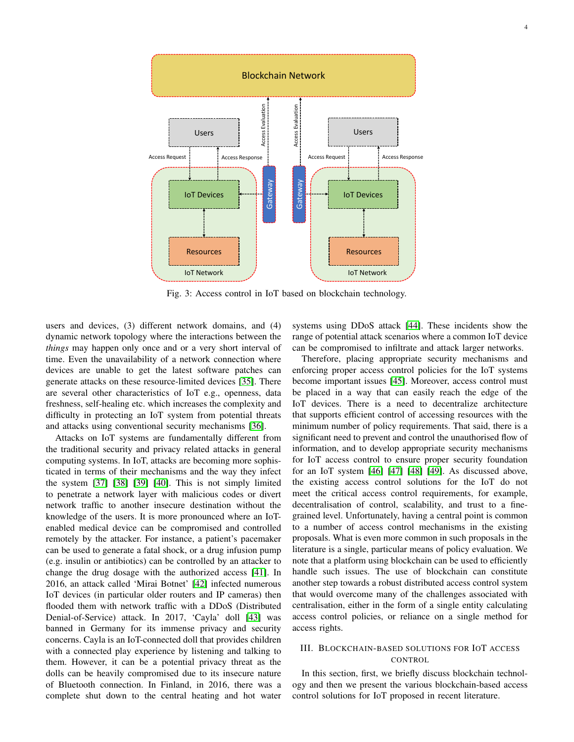Fig. 3: Access control in IoT based on blockchain technology.

users and devices, (3) different network domains, and (4) dynamic network topology where the interactions between the *things* may happen only once and or a very short interval of time. Even the unavailability of a network connection where devices are unable to get the latest software patches can generate attacks on these resource-limited devices [35]. There are several other characteristics of IoT e.g., openness, data freshness, self-healing etc. which increases the complexity and difficulty in protecting an IoT system from potential threats and attacks using conventional security mechanisms [36].

Attacks on IoT systems are fundamentally different from the traditional security and privacy related attacks in general computing systems. In IoT, attacks are becoming more sophisticated in terms of their mechanisms and the way they infect the system [37] [38] [39] [40]. This is not simply limited to penetrate a network layer with malicious codes or divert network traffic to another insecure destination without the knowledge of the users. It is more pronounced where an IoT-enabled medical device can be compromised and controlled remotely by the attacker. For instance, a patient's pacemaker can be used to generate a fatal shock, or a drug infusion pump (e.g. insulin or antibiotics) can be controlled by an attacker to change the drug dosage with the authorized access [41]. In 2016, an attack called 'Mirai Botnet' [42] infected numerous IoT devices (in particular older routers and IP cameras) then flooded them with network traffic with a DDoS (Distributed Denial-of-Service) attack. In 2017, 'Cayla' doll [43] was banned in Germany for its immense privacy and security concerns. Cayla is an IoT-connected doll that provides children with a connected play experience by listening and talking to them. However, it can be a potential privacy threat as the dolls can be heavily compromised due to its insecure nature of Bluetooth connection. In Finland, in 2016, there was a complete shut down to the central heating and hot water systems using DDoS attack [44]. These incidents show the range of potential attack scenarios where a common IoT device can be compromised to infiltrate and attack larger networks.

Therefore, placing appropriate security mechanisms and enforcing proper access control policies for the IoT systems become important issues [45]. Moreover, access control must be placed in a way that can easily reach the edge of the IoT devices. There is a need to decentralize architecture that supports efficient control of accessing resources with the minimum number of policy requirements. That said, there is a significant need to prevent and control the unauthorised flow of information, and to develop appropriate security mechanisms for IoT access control to ensure proper security foundation for an IoT system [46] [47] [48] [49]. As discussed above, the existing access control solutions for the IoT do not meet the critical access control requirements, for example, decentralisation of control, scalability, and trust to a fine-grained level. Unfortunately, having a central point is common to a number of access control mechanisms in the existing proposals. What is even more common in such proposals in the literature is a single, particular means of policy evaluation. We note that a platform using blockchain can be used to efficiently handle such issues. The use of blockchain can constitute another step towards a robust distributed access control system that would overcome many of the challenges associated with centralisation, either in the form of a single entity calculating access control policies, or reliance on a single method for access rights.

## III. Blockchain-based solutions for IoT access control

In this section, first, we briefly discuss blockchain technology and then we present the various blockchain-based access control solutions for IoT proposed in recent literature.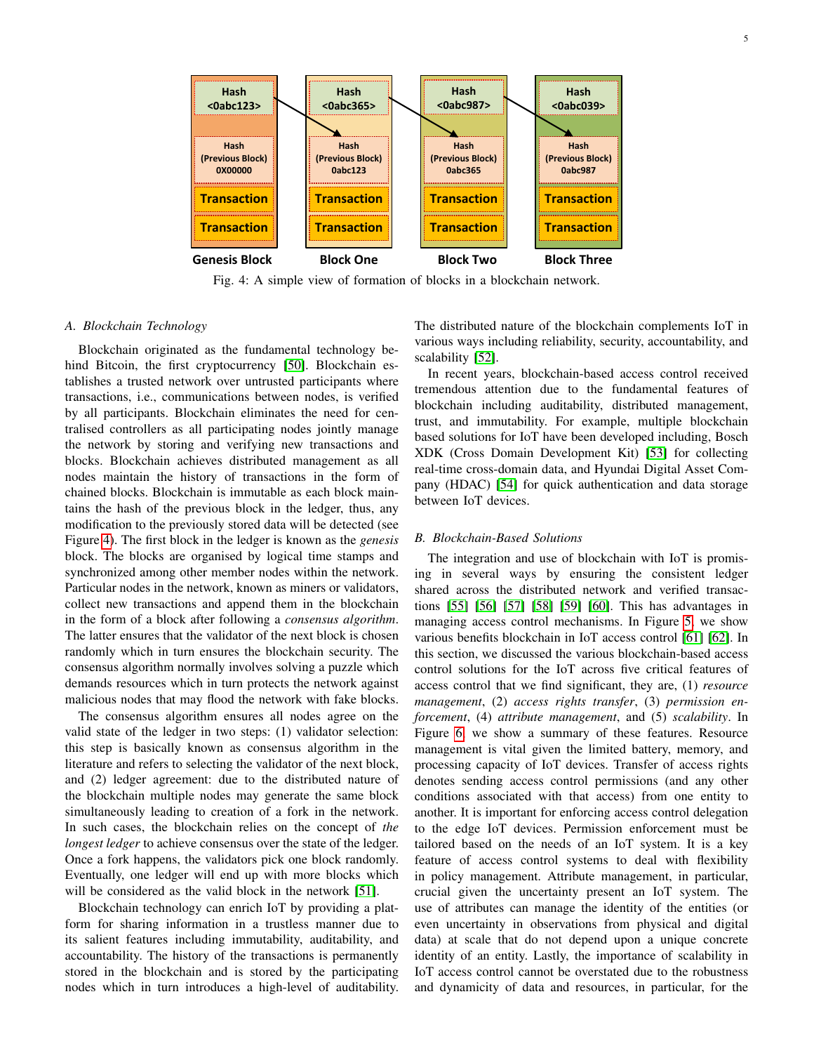Fig. 4: A simple view of formation of blocks in a blockchain network.

### A. Blockchain Technology

Blockchain originated as the fundamental technology behind Bitcoin, the first cryptocurrency [50]. Blockchain establishes a trusted network over untrusted participants where transactions, i.e., communications between nodes, is verified by all participants. Blockchain eliminates the need for centralised controllers as all participating nodes jointly manage the network by storing and verifying new transactions and blocks. Blockchain achieves distributed management as all nodes maintain the history of transactions in the form of chained blocks. Blockchain is immutable as each block maintains the hash of the previous block in the ledger, thus, any modification to the previously stored data will be detected (see Figure 4). The first block in the ledger is known as the *genesis* block. The blocks are organised by logical time stamps and synchronized among other member nodes within the network. Particular nodes in the network, known as miners or validators, collect new transactions and append them in the blockchain in the form of a block after following a *consensus algorithm*. The latter ensures that the validator of the next block is chosen randomly which in turn ensures the blockchain security. The consensus algorithm normally involves solving a puzzle which demands resources which in turn protects the network against malicious nodes that may flood the network with fake blocks.

The consensus algorithm ensures all nodes agree on the valid state of the ledger in two steps: (1) validator selection: this step is basically known as consensus algorithm in the literature and refers to selecting the validator of the next block, and (2) ledger agreement: due to the distributed nature of the blockchain multiple nodes may generate the same block simultaneously leading to creation of a fork in the network. In such cases, the blockchain relies on the concept of *the longest ledger* to achieve consensus over the state of the ledger. Once a fork happens, the validators pick one block randomly. Eventually, one ledger will end up with more blocks which will be considered as the valid block in the network [51].

Blockchain technology can enrich IoT by providing a platform for sharing information in a trustless manner due to its salient features including immutability, auditability, and accountability. The history of the transactions is permanently stored in the blockchain and is stored by the participating nodes which in turn introduces a high-level of auditability. The distributed nature of the blockchain complements IoT in various ways including reliability, security, accountability, and scalability [52].

In recent years, blockchain-based access control received tremendous attention due to the fundamental features of blockchain including auditability, distributed management, trust, and immutability. For example, multiple blockchain based solutions for IoT have been developed including, Bosch XDK (Cross Domain Development Kit) [53] for collecting real-time cross-domain data, and Hyundai Digital Asset Company (HDAC) [54] for quick authentication and data storage between IoT devices.

### B. Blockchain-Based Solutions

The integration and use of blockchain with IoT is promising in several ways by ensuring the consistent ledger shared across the distributed network and verified transactions [55] [56] [57] [58] [59] [60]. This has advantages in managing access control mechanisms. In Figure 5, we show various benefits blockchain in IoT access control [61] [62]. In this section, we discussed the various blockchain-based access control solutions for the IoT across five critical features of access control that we find significant, they are, (1) *resource management*, (2) *access rights transfer*, (3) *permission enforcement*, (4) *attribute management*, and (5) *scalability*. In Figure 6, we show a summary of these features. Resource management is vital given the limited battery, memory, and processing capacity of IoT devices. Transfer of access rights denotes sending access control permissions (and any other conditions associated with that access) from one entity to another. It is important for enforcing access control delegation to the edge IoT devices. Permission enforcement must be tailored based on the needs of an IoT system. It is a key feature of access control systems to deal with flexibility in policy management. Attribute management, in particular, crucial given the uncertainty present an IoT system. The use of attributes can manage the identity of the entities (or even uncertainty in observations from physical and digital data) at scale that do not depend upon a unique concrete identity of an entity. Lastly, the importance of scalability in IoT access control cannot be overstated due to the robustness and dynamicity of data and resources, in particular, for the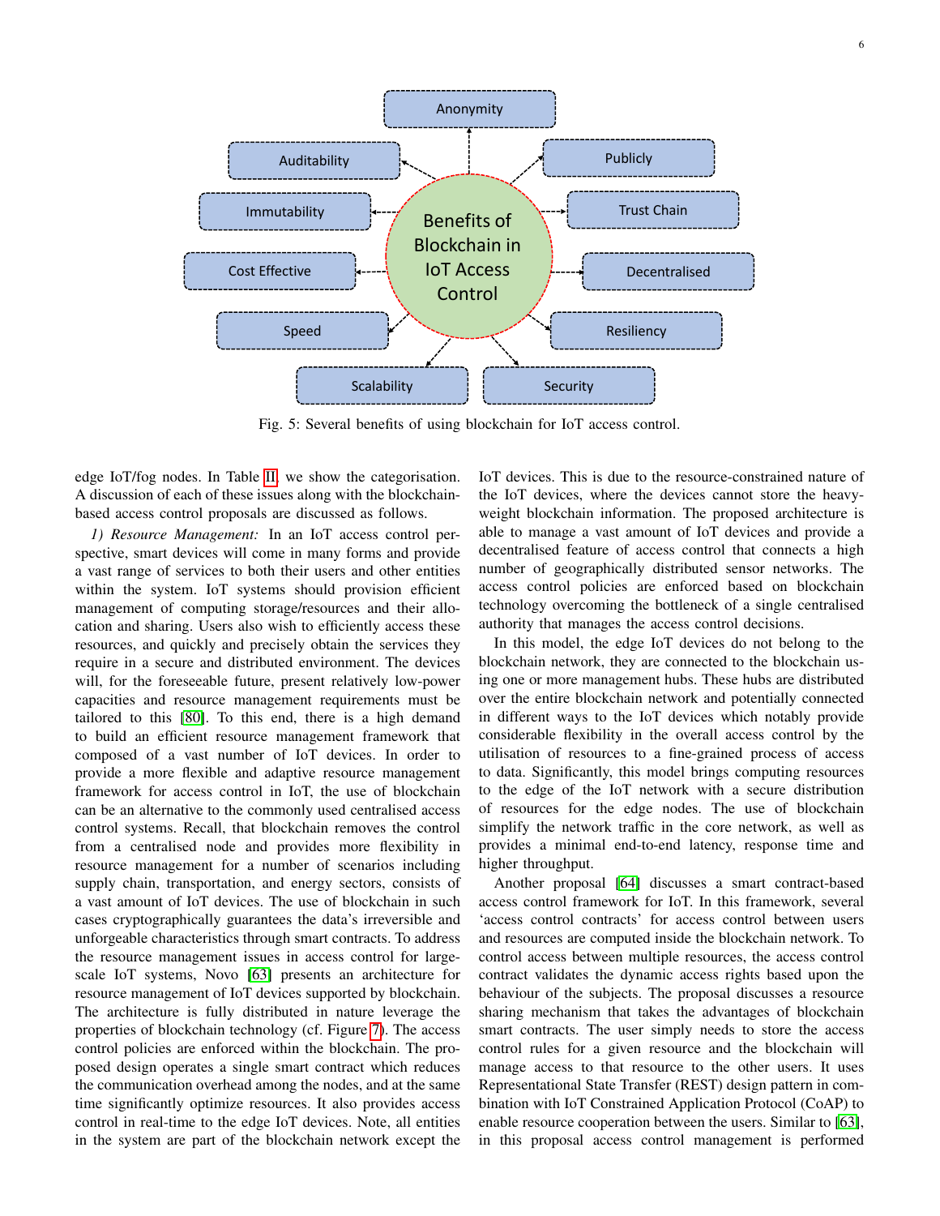Fig. 5: Several benefits of using blockchain for IoT access control.

edge IoT/fog nodes. In Table II, we show the categorisation. A discussion of each of these issues along with the blockchain-based access control proposals are discussed as follows.

*1) Resource Management:* In an IoT access control perspective, smart devices will come in many forms and provide a vast range of services to both their users and other entities within the system. IoT systems should provision efficient management of computing storage/resources and their allocation and sharing. Users also wish to efficiently access these resources, and quickly and precisely obtain the services they require in a secure and distributed environment. The devices will, for the foreseeable future, present relatively low-power capacities and resource management requirements must be tailored to this [80]. To this end, there is a high demand to build an efficient resource management framework that composed of a vast number of IoT devices. In order to provide a more flexible and adaptive resource management framework for access control in IoT, the use of blockchain can be an alternative to the commonly used centralised access control systems. Recall, that blockchain removes the control from a centralised node and provides more flexibility in resource management for a number of scenarios including supply chain, transportation, and energy sectors, consists of a vast amount of IoT devices. The use of blockchain in such cases cryptographically guarantees the data's irreversible and unforgeable characteristics through smart contracts. To address the resource management issues in access control for large-scale IoT systems, Novo [63] presents an architecture for resource management of IoT devices supported by blockchain. The architecture is fully distributed in nature leverage the properties of blockchain technology (cf. Figure 7). The access control policies are enforced within the blockchain. The proposed design operates a single smart contract which reduces the communication overhead among the nodes, and at the same time significantly optimize resources. It also provides access control in real-time to the edge IoT devices. Note, all entities in the system are part of the blockchain network except the IoT devices. This is due to the resource-constrained nature of the IoT devices, where the devices cannot store the heavy-weight blockchain information. The proposed architecture is able to manage a vast amount of IoT devices and provide a decentralised feature of access control that connects a high number of geographically distributed sensor networks. The access control policies are enforced based on blockchain technology overcoming the bottleneck of a single centralised authority that manages the access control decisions.

In this model, the edge IoT devices do not belong to the blockchain network, they are connected to the blockchain using one or more management hubs. These hubs are distributed over the entire blockchain network and potentially connected in different ways to the IoT devices which notably provide considerable flexibility in the overall access control by the utilisation of resources to a fine-grained process of access to data. Significantly, this model brings computing resources to the edge of the IoT network with a secure distribution of resources for the edge nodes. The use of blockchain simplify the network traffic in the core network, as well as provides a minimal end-to-end latency, response time and higher throughput.

Another proposal [64] discusses a smart contract-based access control framework for IoT. In this framework, several 'access control contracts' for access control between users and resources are computed inside the blockchain network. To control access between multiple resources, the access control contract validates the dynamic access rights based upon the behaviour of the subjects. The proposal discusses a resource sharing mechanism that takes the advantages of blockchain smart contracts. The user simply needs to store the access control rules for a given resource and the blockchain will manage access to that resource to the other users. It uses Representational State Transfer (REST) design pattern in combination with IoT Constrained Application Protocol (CoAP) to enable resource cooperation between the users. Similar to [63], in this proposal access control management is performed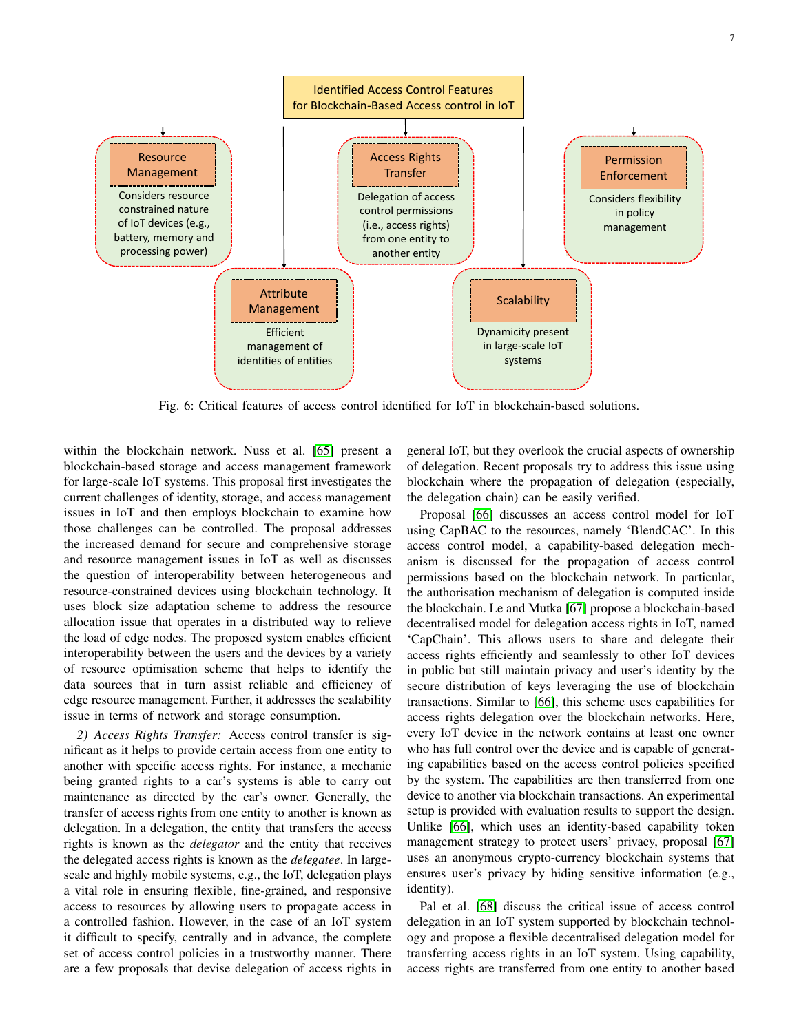Identified Access Control Features for Blockchain-Based Access control in IoT

- **Resource Management**: Considers resource constrained nature of IoT devices (e.g., battery, memory and processing power)
- **Attribute Management**: Efficient management of identities of entities
- **Access Rights Transfer**: Delegation of access control permissions (i.e., access rights) from one entity to another entity
- **Scalability**: Dynamicity present in large-scale IoT systems
- **Permission Enforcement**: Considers flexibility in policy management

Fig. 6: Critical features of access control identified for IoT in blockchain-based solutions.

within the blockchain network. Nuss et al. [65] present a blockchain-based storage and access management framework for large-scale IoT systems. This proposal first investigates the current challenges of identity, storage, and access management issues in IoT and then employs blockchain to examine how those challenges can be controlled. The proposal addresses the increased demand for secure and comprehensive storage and resource management issues in IoT as well as discusses the question of interoperability between heterogeneous and resource-constrained devices using blockchain technology. It uses block size adaptation scheme to address the resource allocation issue that operates in a distributed way to relieve the load of edge nodes. The proposed system enables efficient interoperability between the users and the devices by a variety of resource optimisation scheme that helps to identify the data sources that in turn assist reliable and efficiency of edge resource management. Further, it addresses the scalability issue in terms of network and storage consumption.

*2) Access Rights Transfer:* Access control transfer is significant as it helps to provide certain access from one entity to another with specific access rights. For instance, a mechanic being granted rights to a car's systems is able to carry out maintenance as directed by the car's owner. Generally, the transfer of access rights from one entity to another is known as delegation. In a delegation, the entity that transfers the access rights is known as the *delegator* and the entity that receives the delegated access rights is known as the *delegatee*. In large-scale and highly mobile systems, e.g., the IoT, delegation plays a vital role in ensuring flexible, fine-grained, and responsive access to resources by allowing users to propagate access in a controlled fashion. However, in the case of an IoT system it difficult to specify, centrally and in advance, the complete set of access control policies in a trustworthy manner. There are a few proposals that devise delegation of access rights in general IoT, but they overlook the crucial aspects of ownership of delegation. Recent proposals try to address this issue using blockchain where the propagation of delegation (especially, the delegation chain) can be easily verified.

Proposal [66] discusses an access control model for IoT using CapBAC to the resources, namely 'BlendCAC'. In this access control model, a capability-based delegation mechanism is discussed for the propagation of access control permissions based on the blockchain network. In particular, the authorisation mechanism of delegation is computed inside the blockchain. Le and Mutka [67] propose a blockchain-based decentralised model for delegation access rights in IoT, named 'CapChain'. This allows users to share and delegate their access rights efficiently and seamlessly to other IoT devices in public but still maintain privacy and user's identity by the secure distribution of keys leveraging the use of blockchain transactions. Similar to [66], this scheme uses capabilities for access rights delegation over the blockchain networks. Here, every IoT device in the network contains at least one owner who has full control over the device and is capable of generating capabilities based on the access control policies specified by the system. The capabilities are then transferred from one device to another via blockchain transactions. An experimental setup is provided with evaluation results to support the design. Unlike [66], which uses an identity-based capability token management strategy to protect users' privacy, proposal [67] uses an anonymous crypto-currency blockchain systems that ensures user's privacy by hiding sensitive information (e.g., identity).

Pal et al. [68] discuss the critical issue of access control delegation in an IoT system supported by blockchain technology and propose a flexible decentralised delegation model for transferring access rights in an IoT system. Using capability, access rights are transferred from one entity to another based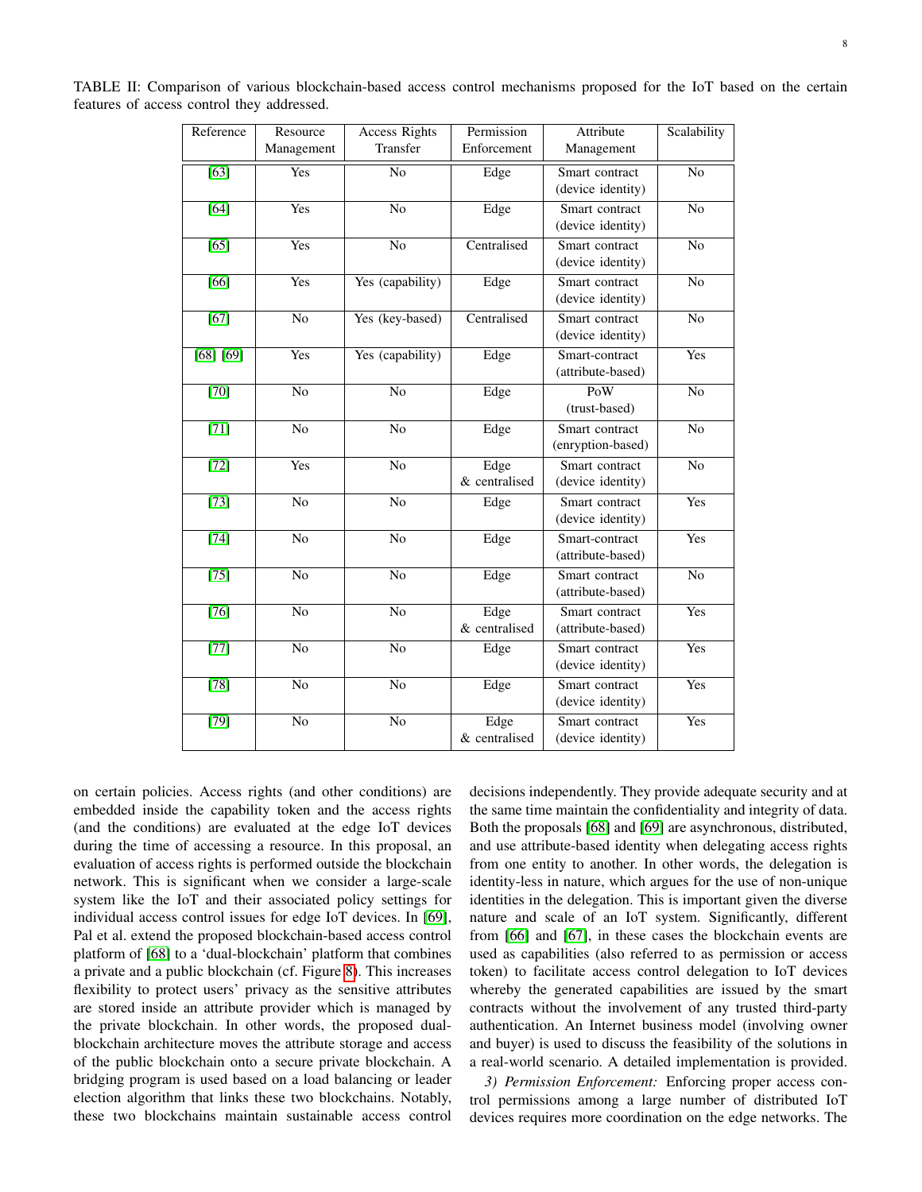TABLE II: Comparison of various blockchain-based access control mechanisms proposed for the IoT based on the certain features of access control they addressed.

| Reference | Resource Management | Access Rights Transfer | Permission Enforcement | Attribute Management | Scalability |
|---|---|---|---|---|---|
| [63] | Yes | No | Edge | Smart contract (device identity) | No |
| [64] | Yes | No | Edge | Smart contract (device identity) | No |
| [65] | Yes | No | Centralised | Smart contract (device identity) | No |
| [66] | Yes | Yes (capability) | Edge | Smart contract (device identity) | No |
| [67] | No | Yes (key-based) | Centralised | Smart contract (device identity) | No |
| [68] [69] | Yes | Yes (capability) | Edge | Smart-contract (attribute-based) | Yes |
| [70] | No | No | Edge | PoW (trust-based) | No |
| [71] | No | No | Edge | Smart contract (enryption-based) | No |
| [72] | Yes | No | Edge & centralised | Smart contract (device identity) | No |
| [73] | No | No | Edge | Smart contract (device identity) | Yes |
| [74] | No | No | Edge | Smart-contract (attribute-based) | Yes |
| [75] | No | No | Edge | Smart contract (attribute-based) | No |
| [76] | No | No | Edge & centralised | Smart contract (attribute-based) | Yes |
| [77] | No | No | Edge | Smart contract (device identity) | Yes |
| [78] | No | No | Edge | Smart contract (device identity) | Yes |
| [79] | No | No | Edge & centralised | Smart contract (device identity) | Yes |

on certain policies. Access rights (and other conditions) are embedded inside the capability token and the access rights (and the conditions) are evaluated at the edge IoT devices during the time of accessing a resource. In this proposal, an evaluation of access rights is performed outside the blockchain network. This is significant when we consider a large-scale system like the IoT and their associated policy settings for individual access control issues for edge IoT devices. In [69], Pal et al. extend the proposed blockchain-based access control platform of [68] to a 'dual-blockchain' platform that combines a private and a public blockchain (cf. Figure 8). This increases flexibility to protect users' privacy as the sensitive attributes are stored inside an attribute provider which is managed by the private blockchain. In other words, the proposed dual-blockchain architecture moves the attribute storage and access of the public blockchain onto a secure private blockchain. A bridging program is used based on a load balancing or leader election algorithm that links these two blockchains. Notably, these two blockchains maintain sustainable access control decisions independently. They provide adequate security and at the same time maintain the confidentiality and integrity of data. Both the proposals [68] and [69] are asynchronous, distributed, and use attribute-based identity when delegating access rights from one entity to another. In other words, the delegation is identity-less in nature, which argues for the use of non-unique identities in the delegation. This is important given the diverse nature and scale of an IoT system. Significantly, different from [66] and [67], in these cases the blockchain events are used as capabilities (also referred to as permission or access token) to facilitate access control delegation to IoT devices whereby the generated capabilities are issued by the smart contracts without the involvement of any trusted third-party authentication. An Internet business model (involving owner and buyer) is used to discuss the feasibility of the solutions in a real-world scenario. A detailed implementation is provided.

*3) Permission Enforcement:* Enforcing proper access control permissions among a large number of distributed IoT devices requires more coordination on the edge networks. The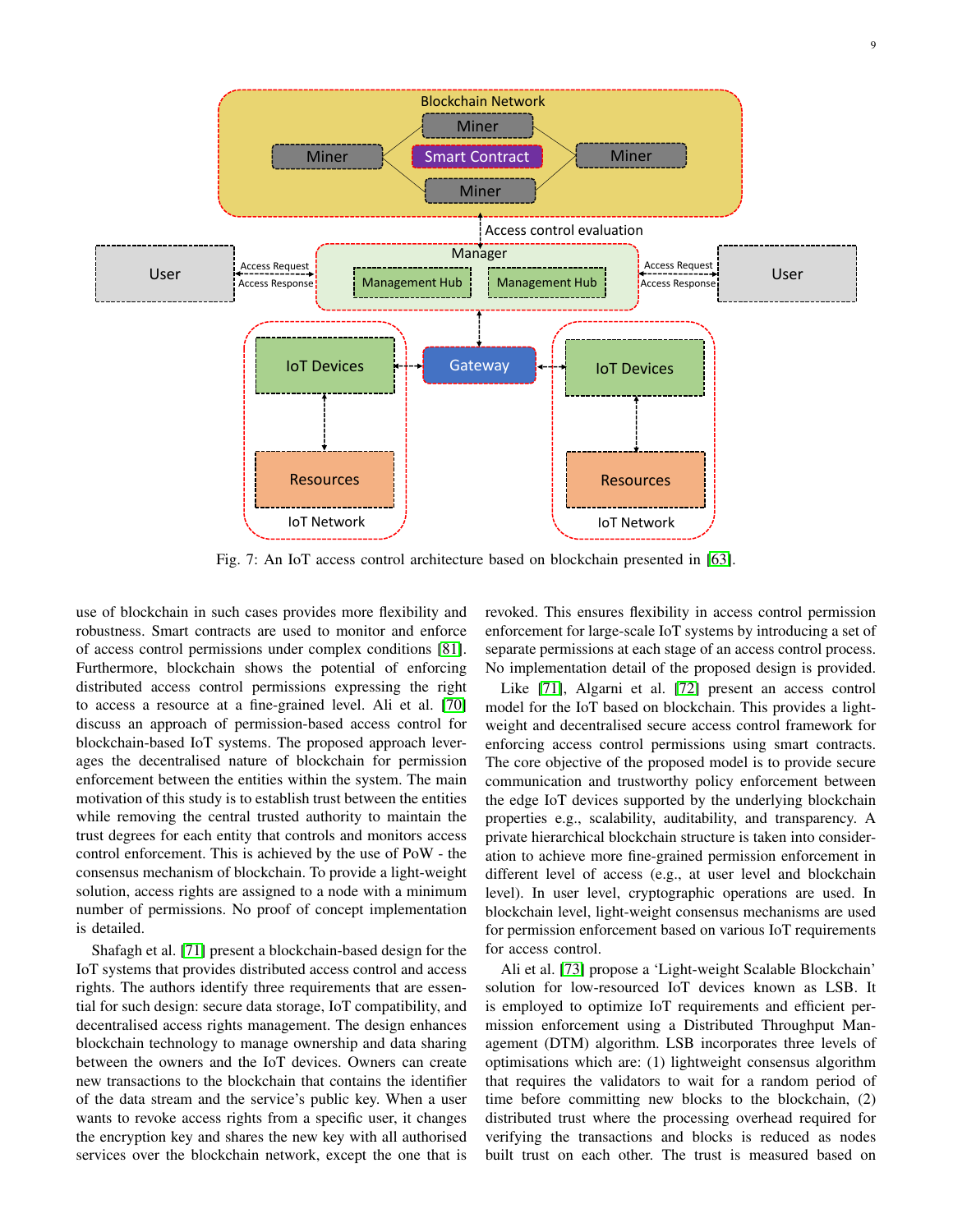Fig. 7: An IoT access control architecture based on blockchain presented in [63].

use of blockchain in such cases provides more flexibility and robustness. Smart contracts are used to monitor and enforce of access control permissions under complex conditions [81]. Furthermore, blockchain shows the potential of enforcing distributed access control permissions expressing the right to access a resource at a fine-grained level. Ali et al. [70] discuss an approach of permission-based access control for blockchain-based IoT systems. The proposed approach leverages the decentralised nature of blockchain for permission enforcement between the entities within the system. The main motivation of this study is to establish trust between the entities while removing the central trusted authority to maintain the trust degrees for each entity that controls and monitors access control enforcement. This is achieved by the use of PoW - the consensus mechanism of blockchain. To provide a light-weight solution, access rights are assigned to a node with a minimum number of permissions. No proof of concept implementation is detailed.

Shafagh et al. [71] present a blockchain-based design for the IoT systems that provides distributed access control and access rights. The authors identify three requirements that are essential for such design: secure data storage, IoT compatibility, and decentralised access rights management. The design enhances blockchain technology to manage ownership and data sharing between the owners and the IoT devices. Owners can create new transactions to the blockchain that contains the identifier of the data stream and the service's public key. When a user wants to revoke access rights from a specific user, it changes the encryption key and shares the new key with all authorised services over the blockchain network, except the one that is revoked. This ensures flexibility in access control permission enforcement for large-scale IoT systems by introducing a set of separate permissions at each stage of an access control process. No implementation detail of the proposed design is provided.

Like [71], Algarni et al. [72] present an access control model for the IoT based on blockchain. This provides a light-weight and decentralised secure access control framework for enforcing access control permissions using smart contracts. The core objective of the proposed model is to provide secure communication and trustworthy policy enforcement between the edge IoT devices supported by the underlying blockchain properties e.g., scalability, auditability, and transparency. A private hierarchical blockchain structure is taken into consideration to achieve more fine-grained permission enforcement in different level of access (e.g., at user level and blockchain level). In user level, cryptographic operations are used. In blockchain level, light-weight consensus mechanisms are used for permission enforcement based on various IoT requirements for access control.

Ali et al. [73] propose a 'Light-weight Scalable Blockchain' solution for low-resourced IoT devices known as LSB. It is employed to optimize IoT requirements and efficient permission enforcement using a Distributed Throughput Management (DTM) algorithm. LSB incorporates three levels of optimisations which are: (1) lightweight consensus algorithm that requires the validators to wait for a random period of time before committing new blocks to the blockchain, (2) distributed trust where the processing overhead required for verifying the transactions and blocks is reduced as nodes built trust on each other. The trust is measured based on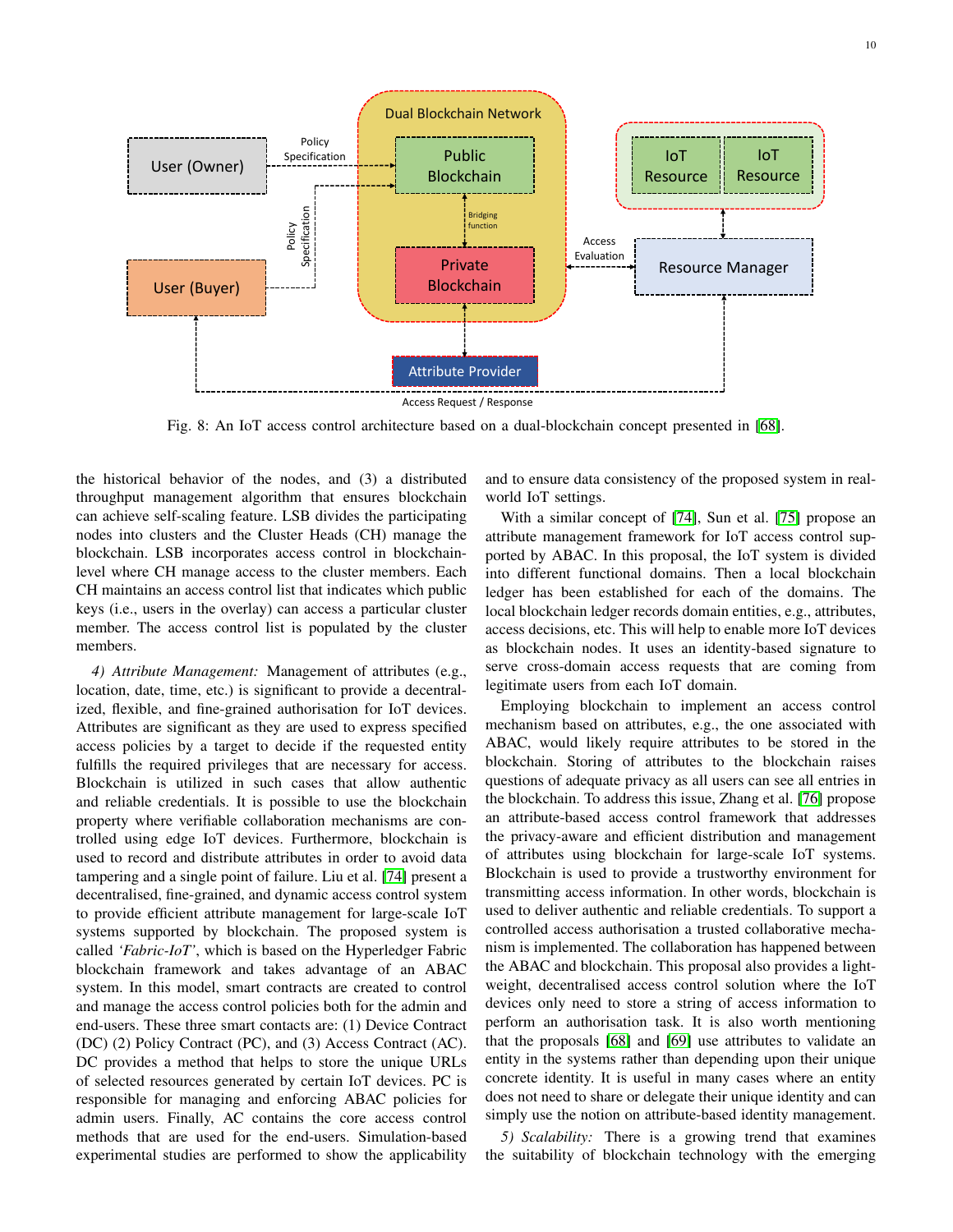Fig. 8: An IoT access control architecture based on a dual-blockchain concept presented in [68].

the historical behavior of the nodes, and (3) a distributed throughput management algorithm that ensures blockchain can achieve self-scaling feature. LSB divides the participating nodes into clusters and the Cluster Heads (CH) manage the blockchain. LSB incorporates access control in blockchain-level where CH manage access to the cluster members. Each CH maintains an access control list that indicates which public keys (i.e., users in the overlay) can access a particular cluster member. The access control list is populated by the cluster members.

*4) Attribute Management:* Management of attributes (e.g., location, date, time, etc.) is significant to provide a decentralized, flexible, and fine-grained authorisation for IoT devices. Attributes are significant as they are used to express specified access policies by a target to decide if the requested entity fulfills the required privileges that are necessary for access. Blockchain is utilized in such cases that allow authentic and reliable credentials. It is possible to use the blockchain property where verifiable collaboration mechanisms are controlled using edge IoT devices. Furthermore, blockchain is used to record and distribute attributes in order to avoid data tampering and a single point of failure. Liu et al. [74] present a decentralised, fine-grained, and dynamic access control system to provide efficient attribute management for large-scale IoT systems supported by blockchain. The proposed system is called *'Fabric-IoT'*, which is based on the Hyperledger Fabric blockchain framework and takes advantage of an ABAC system. In this model, smart contracts are created to control and manage the access control policies both for the admin and end-users. These three smart contacts are: (1) Device Contract (DC) (2) Policy Contract (PC), and (3) Access Contract (AC). DC provides a method that helps to store the unique URLs of selected resources generated by certain IoT devices. PC is responsible for managing and enforcing ABAC policies for admin users. Finally, AC contains the core access control methods that are used for the end-users. Simulation-based experimental studies are performed to show the applicability and to ensure data consistency of the proposed system in real-world IoT settings.

With a similar concept of [74], Sun et al. [75] propose an attribute management framework for IoT access control supported by ABAC. In this proposal, the IoT system is divided into different functional domains. Then a local blockchain ledger has been established for each of the domains. The local blockchain ledger records domain entities, e.g., attributes, access decisions, etc. This will help to enable more IoT devices as blockchain nodes. It uses an identity-based signature to serve cross-domain access requests that are coming from legitimate users from each IoT domain.

Employing blockchain to implement an access control mechanism based on attributes, e.g., the one associated with ABAC, would likely require attributes to be stored in the blockchain. Storing of attributes to the blockchain raises questions of adequate privacy as all users can see all entries in the blockchain. To address this issue, Zhang et al. [76] propose an attribute-based access control framework that addresses the privacy-aware and efficient distribution and management of attributes using blockchain for large-scale IoT systems. Blockchain is used to provide a trustworthy environment for transmitting access information. In other words, blockchain is used to deliver authentic and reliable credentials. To support a controlled access authorisation a trusted collaborative mechanism is implemented. The collaboration has happened between the ABAC and blockchain. This proposal also provides a lightweight, decentralised access control solution where the IoT devices only need to store a string of access information to perform an authorisation task. It is also worth mentioning that the proposals [68] and [69] use attributes to validate an entity in the systems rather than depending upon their unique concrete identity. It is useful in many cases where an entity does not need to share or delegate their unique identity and can simply use the notion on attribute-based identity management.

*5) Scalability:* There is a growing trend that examines the suitability of blockchain technology with the emerging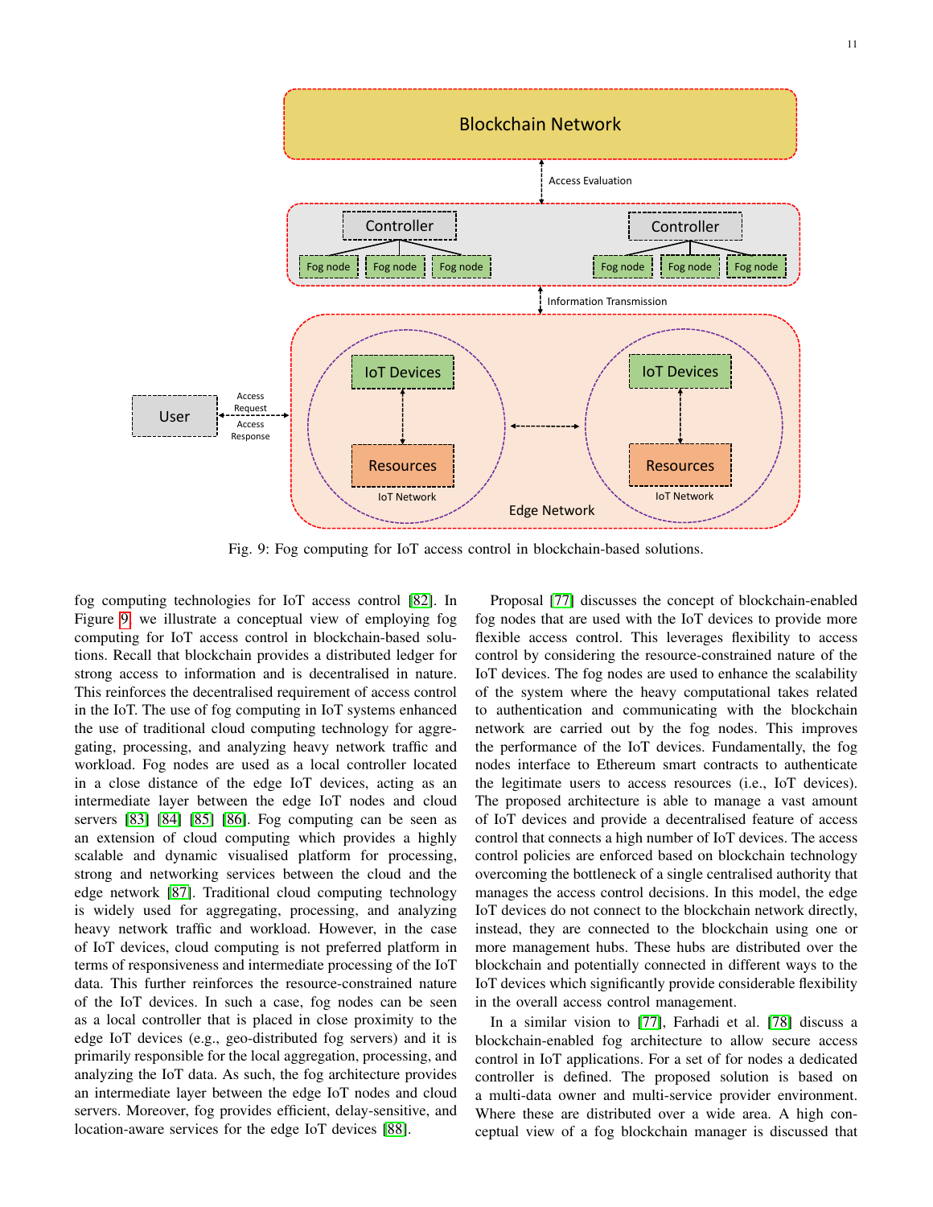Fig. 9: Fog computing for IoT access control in blockchain-based solutions.

fog computing technologies for IoT access control [82]. In Figure 9, we illustrate a conceptual view of employing fog computing for IoT access control in blockchain-based solutions. Recall that blockchain provides a distributed ledger for strong access to information and is decentralised in nature. This reinforces the decentralised requirement of access control in the IoT. The use of fog computing in IoT systems enhanced the use of traditional cloud computing technology for aggregating, processing, and analyzing heavy network traffic and workload. Fog nodes are used as a local controller located in a close distance of the edge IoT devices, acting as an intermediate layer between the edge IoT nodes and cloud servers [83] [84] [85] [86]. Fog computing can be seen as an extension of cloud computing which provides a highly scalable and dynamic visualised platform for processing, strong and networking services between the cloud and the edge network [87]. Traditional cloud computing technology is widely used for aggregating, processing, and analyzing heavy network traffic and workload. However, in the case of IoT devices, cloud computing is not preferred platform in terms of responsiveness and intermediate processing of the IoT data. This further reinforces the resource-constrained nature of the IoT devices. In such a case, fog nodes can be seen as a local controller that is placed in close proximity to the edge IoT devices (e.g., geo-distributed fog servers) and it is primarily responsible for the local aggregation, processing, and analyzing the IoT data. As such, the fog architecture provides an intermediate layer between the edge IoT nodes and cloud servers. Moreover, fog provides efficient, delay-sensitive, and location-aware services for the edge IoT devices [88].

Proposal [77] discusses the concept of blockchain-enabled fog nodes that are used with the IoT devices to provide more flexible access control. This leverages flexibility to access control by considering the resource-constrained nature of the IoT devices. The fog nodes are used to enhance the scalability of the system where the heavy computational takes related to authentication and communicating with the blockchain network are carried out by the fog nodes. This improves the performance of the IoT devices. Fundamentally, the fog nodes interface to Ethereum smart contracts to authenticate the legitimate users to access resources (i.e., IoT devices). The proposed architecture is able to manage a vast amount of IoT devices and provide a decentralised feature of access control that connects a high number of IoT devices. The access control policies are enforced based on blockchain technology overcoming the bottleneck of a single centralised authority that manages the access control decisions. In this model, the edge IoT devices do not connect to the blockchain network directly, instead, they are connected to the blockchain using one or more management hubs. These hubs are distributed over the blockchain and potentially connected in different ways to the IoT devices which significantly provide considerable flexibility in the overall access control management.

In a similar vision to [77], Farhadi et al. [78] discuss a blockchain-enabled fog architecture to allow secure access control in IoT applications. For a set of for nodes a dedicated controller is defined. The proposed solution is based on a multi-data owner and multi-service provider environment. Where these are distributed over a wide area. A high conceptual view of a fog blockchain manager is discussed that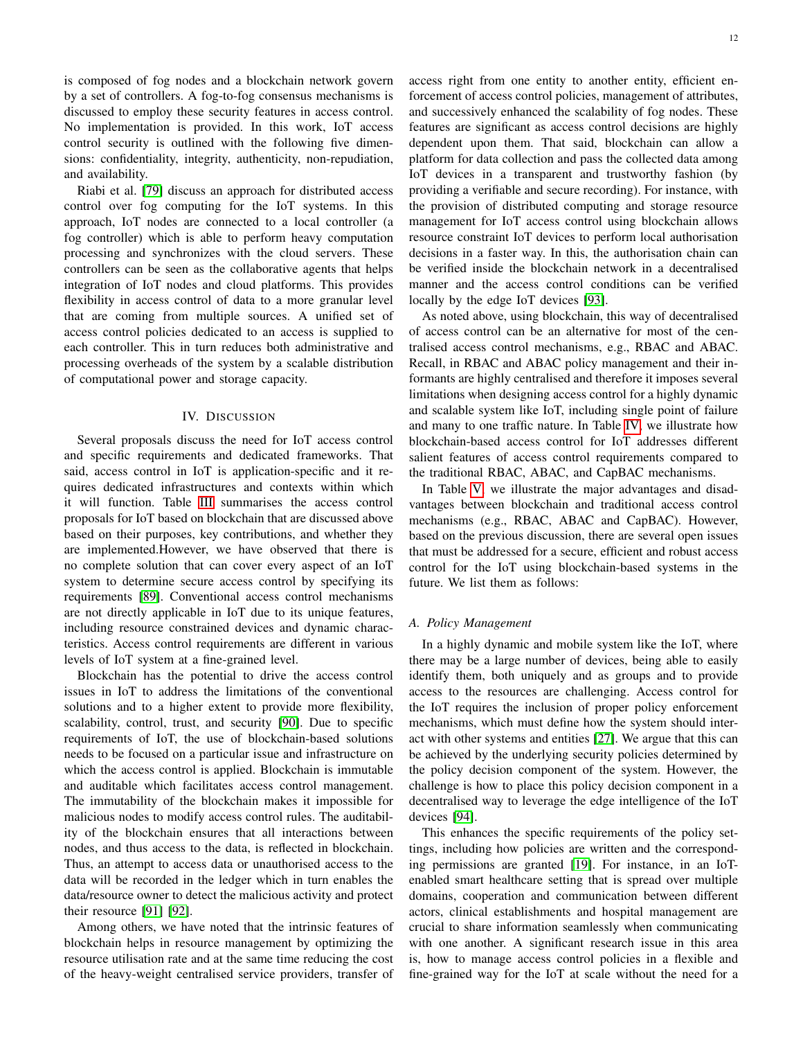is composed of fog nodes and a blockchain network govern by a set of controllers. A fog-to-fog consensus mechanisms is discussed to employ these security features in access control. No implementation is provided. In this work, IoT access control security is outlined with the following five dimensions: confidentiality, integrity, authenticity, non-repudiation, and availability.

Riabi et al. [79] discuss an approach for distributed access control over fog computing for the IoT systems. In this approach, IoT nodes are connected to a local controller (a fog controller) which is able to perform heavy computation processing and synchronizes with the cloud servers. These controllers can be seen as the collaborative agents that helps integration of IoT nodes and cloud platforms. This provides flexibility in access control of data to a more granular level that are coming from multiple sources. A unified set of access control policies dedicated to an access is supplied to each controller. This in turn reduces both administrative and processing overheads of the system by a scalable distribution of computational power and storage capacity.

## IV. Discussion

Several proposals discuss the need for IoT access control and specific requirements and dedicated frameworks. That said, access control in IoT is application-specific and it requires dedicated infrastructures and contexts within which it will function. Table III summarises the access control proposals for IoT based on blockchain that are discussed above based on their purposes, key contributions, and whether they are implemented.However, we have observed that there is no complete solution that can cover every aspect of an IoT system to determine secure access control by specifying its requirements [89]. Conventional access control mechanisms are not directly applicable in IoT due to its unique features, including resource constrained devices and dynamic characteristics. Access control requirements are different in various levels of IoT system at a fine-grained level.

Blockchain has the potential to drive the access control issues in IoT to address the limitations of the conventional solutions and to a higher extent to provide more flexibility, scalability, control, trust, and security [90]. Due to specific requirements of IoT, the use of blockchain-based solutions needs to be focused on a particular issue and infrastructure on which the access control is applied. Blockchain is immutable and auditable which facilitates access control management. The immutability of the blockchain makes it impossible for malicious nodes to modify access control rules. The auditability of the blockchain ensures that all interactions between nodes, and thus access to the data, is reflected in blockchain. Thus, an attempt to access data or unauthorised access to the data will be recorded in the ledger which in turn enables the data/resource owner to detect the malicious activity and protect their resource [91] [92].

Among others, we have noted that the intrinsic features of blockchain helps in resource management by optimizing the resource utilisation rate and at the same time reducing the cost of the heavy-weight centralised service providers, transfer of access right from one entity to another entity, efficient enforcement of access control policies, management of attributes, and successively enhanced the scalability of fog nodes. These features are significant as access control decisions are highly dependent upon them. That said, blockchain can allow a platform for data collection and pass the collected data among IoT devices in a transparent and trustworthy fashion (by providing a verifiable and secure recording). For instance, with the provision of distributed computing and storage resource management for IoT access control using blockchain allows resource constraint IoT devices to perform local authorisation decisions in a faster way. In this, the authorisation chain can be verified inside the blockchain network in a decentralised manner and the access control conditions can be verified locally by the edge IoT devices [93].

As noted above, using blockchain, this way of decentralised of access control can be an alternative for most of the centralised access control mechanisms, e.g., RBAC and ABAC. Recall, in RBAC and ABAC policy management and their informants are highly centralised and therefore it imposes several limitations when designing access control for a highly dynamic and scalable system like IoT, including single point of failure and many to one traffic nature. In Table IV, we illustrate how blockchain-based access control for IoT addresses different salient features of access control requirements compared to the traditional RBAC, ABAC, and CapBAC mechanisms.

In Table V, we illustrate the major advantages and disadvantages between blockchain and traditional access control mechanisms (e.g., RBAC, ABAC and CapBAC). However, based on the previous discussion, there are several open issues that must be addressed for a secure, efficient and robust access control for the IoT using blockchain-based systems in the future. We list them as follows:

### A. Policy Management

In a highly dynamic and mobile system like the IoT, where there may be a large number of devices, being able to easily identify them, both uniquely and as groups and to provide access to the resources are challenging. Access control for the IoT requires the inclusion of proper policy enforcement mechanisms, which must define how the system should interact with other systems and entities [27]. We argue that this can be achieved by the underlying security policies determined by the policy decision component of the system. However, the challenge is how to place this policy decision component in a decentralised way to leverage the edge intelligence of the IoT devices [94].

This enhances the specific requirements of the policy settings, including how policies are written and the corresponding permissions are granted [19]. For instance, in an IoT-enabled smart healthcare setting that is spread over multiple domains, cooperation and communication between different actors, clinical establishments and hospital management are crucial to share information seamlessly when communicating with one another. A significant research issue in this area is, how to manage access control policies in a flexible and fine-grained way for the IoT at scale without the need for a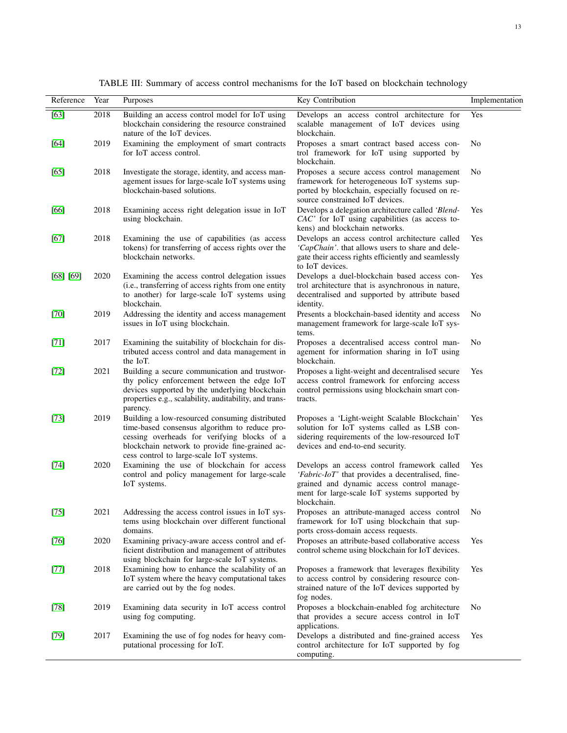TABLE III: Summary of access control mechanisms for the IoT based on blockchain technology

| Reference | Year | Purposes | Key Contribution | Implementation |
|---|---|---|---|---|
| [63] | 2018 | Building an access control model for IoT using blockchain considering the resource constrained nature of the IoT devices. | Develops an access control architecture for scalable management of IoT devices using blockchain. | Yes |
| [64] | 2019 | Examining the employment of smart contracts for IoT access control. | Proposes a smart contract based access control framework for IoT using supported by blockchain. | No |
| [65] | 2018 | Investigate the storage, identity, and access management issues for large-scale IoT systems using blockchain-based solutions. | Proposes a secure access control management framework for heterogeneous IoT systems supported by blockchain, especially focused on resource constrained IoT devices. | No |
| [66] | 2018 | Examining access right delegation issue in IoT using blockchain. | Develops a delegation architecture called *'BlendCAC'* for IoT using capabilities (as access tokens) and blockchain networks. | Yes |
| [67] | 2018 | Examining the use of capabilities (as access tokens) for transferring of access rights over the blockchain networks. | Develops an access control architecture called *'CapChain'*. that allows users to share and delegate their access rights efficiently and seamlessly to IoT devices. | Yes |
| [68] [69] | 2020 | Examining the access control delegation issues (i.e., transferring of access rights from one entity to another) for large-scale IoT systems using blockchain. | Develops a duel-blockchain based access control architecture that is asynchronous in nature, decentralised and supported by attribute based identity. | Yes |
| [70] | 2019 | Addressing the identity and access management issues in IoT using blockchain. | Presents a blockchain-based identity and access management framework for large-scale IoT systems. | No |
| [71] | 2017 | Examining the suitability of blockchain for distributed access control and data management in the IoT. | Proposes a decentralised access control management for information sharing in IoT using blockchain. | No |
| [72] | 2021 | Building a secure communication and trustworthy policy enforcement between the edge IoT devices supported by the underlying blockchain properties e.g., scalability, auditability, and transparency. | Proposes a light-weight and decentralised secure access control framework for enforcing access control permissions using blockchain smart contracts. | Yes |
| [73] | 2019 | Building a low-resourced consuming distributed time-based consensus algorithm to reduce processing overheads for verifying blocks of a blockchain network to provide fine-grained access control to large-scale IoT systems. | Proposes a 'Light-weight Scalable Blockchain' solution for IoT systems called as LSB considering requirements of the low-resourced IoT devices and end-to-end security. | Yes |
| [74] | 2020 | Examining the use of blockchain for access control and policy management for large-scale IoT systems. | Develops an access control framework called *'Fabric-IoT'* that provides a decentralised, fine-grained and dynamic access control management for large-scale IoT systems supported by blockchain. | Yes |
| [75] | 2021 | Addressing the access control issues in IoT systems using blockchain over different functional domains. | Proposes an attribute-managed access control framework for IoT using blockchain that supports cross-domain access requests. | No |
| [76] | 2020 | Examining privacy-aware access control and efficient distribution and management of attributes using blockchain for large-scale IoT systems. | Proposes an attribute-based collaborative access control scheme using blockchain for IoT devices. | Yes |
| [77] | 2018 | Examining how to enhance the scalability of an IoT system where the heavy computational takes are carried out by the fog nodes. | Proposes a framework that leverages flexibility to access control by considering resource constrained nature of the IoT devices supported by fog nodes. | Yes |
| [78] | 2019 | Examining data security in IoT access control using fog computing. | Proposes a blockchain-enabled fog architecture that provides a secure access control in IoT applications. | No |
| [79] | 2017 | Examining the use of fog nodes for heavy computational processing for IoT. | Develops a distributed and fine-grained access control architecture for IoT supported by fog computing. | Yes |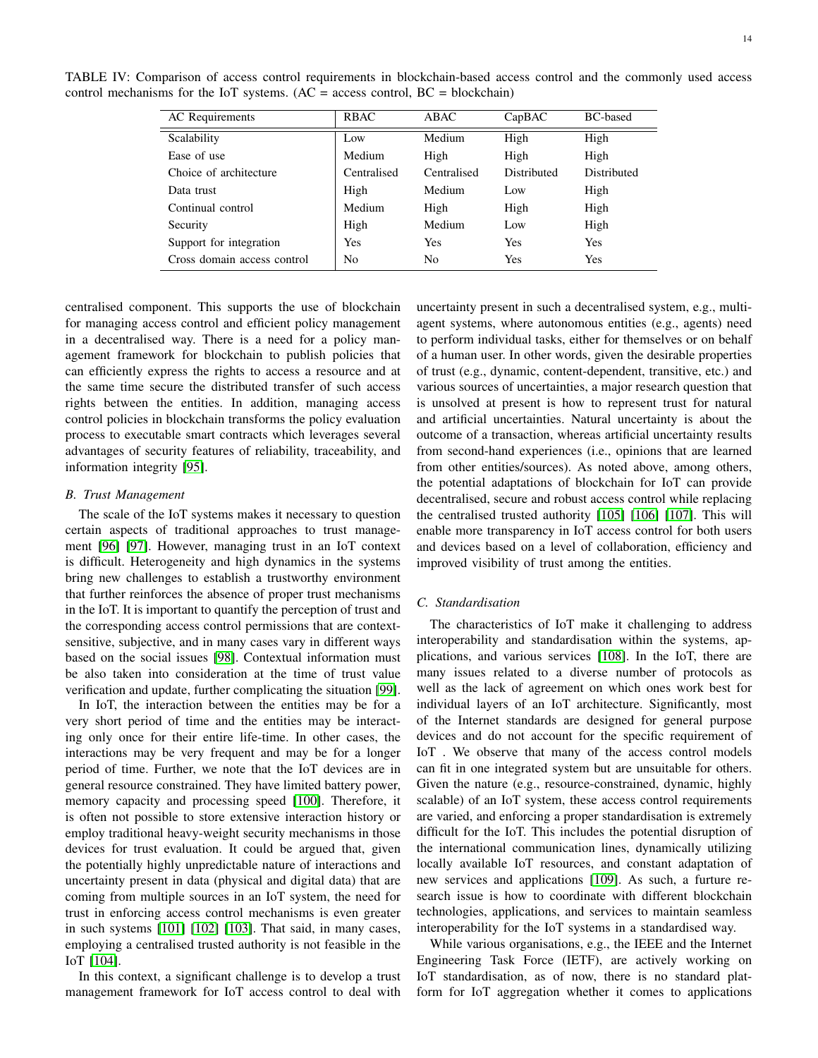TABLE IV: Comparison of access control requirements in blockchain-based access control and the commonly used access control mechanisms for the IoT systems. (AC = access control, BC = blockchain)

| AC Requirements | RBAC | ABAC | CapBAC | BC-based |
|---|---|---|---|---|
| Scalability | Low | Medium | High | High |
| Ease of use | Medium | High | High | High |
| Choice of architecture | Centralised | Centralised | Distributed | Distributed |
| Data trust | High | Medium | Low | High |
| Continual control | Medium | High | High | High |
| Security | High | Medium | Low | High |
| Support for integration | Yes | Yes | Yes | Yes |
| Cross domain access control | No | No | Yes | Yes |

centralised component. This supports the use of blockchain for managing access control and efficient policy management in a decentralised way. There is a need for a policy management framework for blockchain to publish policies that can efficiently express the rights to access a resource and at the same time secure the distributed transfer of such access rights between the entities. In addition, managing access control policies in blockchain transforms the policy evaluation process to executable smart contracts which leverages several advantages of security features of reliability, traceability, and information integrity [95].

### B. Trust Management

The scale of the IoT systems makes it necessary to question certain aspects of traditional approaches to trust management [96] [97]. However, managing trust in an IoT context is difficult. Heterogeneity and high dynamics in the systems bring new challenges to establish a trustworthy environment that further reinforces the absence of proper trust mechanisms in the IoT. It is important to quantify the perception of trust and the corresponding access control permissions that are context-sensitive, subjective, and in many cases vary in different ways based on the social issues [98]. Contextual information must be also taken into consideration at the time of trust value verification and update, further complicating the situation [99].

In IoT, the interaction between the entities may be for a very short period of time and the entities may be interacting only once for their entire life-time. In other cases, the interactions may be very frequent and may be for a longer period of time. Further, we note that the IoT devices are in general resource constrained. They have limited battery power, memory capacity and processing speed [100]. Therefore, it is often not possible to store extensive interaction history or employ traditional heavy-weight security mechanisms in those devices for trust evaluation. It could be argued that, given the potentially highly unpredictable nature of interactions and uncertainty present in data (physical and digital data) that are coming from multiple sources in an IoT system, the need for trust in enforcing access control mechanisms is even greater in such systems [101] [102] [103]. That said, in many cases, employing a centralised trusted authority is not feasible in the IoT [104].

In this context, a significant challenge is to develop a trust management framework for IoT access control to deal with uncertainty present in such a decentralised system, e.g., multi-agent systems, where autonomous entities (e.g., agents) need to perform individual tasks, either for themselves or on behalf of a human user. In other words, given the desirable properties of trust (e.g., dynamic, content-dependent, transitive, etc.) and various sources of uncertainties, a major research question that is unsolved at present is how to represent trust for natural and artificial uncertainties. Natural uncertainty is about the outcome of a transaction, whereas artificial uncertainty results from second-hand experiences (i.e., opinions that are learned from other entities/sources). As noted above, among others, the potential adaptations of blockchain for IoT can provide decentralised, secure and robust access control while replacing the centralised trusted authority [105] [106] [107]. This will enable more transparency in IoT access control for both users and devices based on a level of collaboration, efficiency and improved visibility of trust among the entities.

### C. Standardisation

The characteristics of IoT make it challenging to address interoperability and standardisation within the systems, applications, and various services [108]. In the IoT, there are many issues related to a diverse number of protocols as well as the lack of agreement on which ones work best for individual layers of an IoT architecture. Significantly, most of the Internet standards are designed for general purpose devices and do not account for the specific requirement of IoT . We observe that many of the access control models can fit in one integrated system but are unsuitable for others. Given the nature (e.g., resource-constrained, dynamic, highly scalable) of an IoT system, these access control requirements are varied, and enforcing a proper standardisation is extremely difficult for the IoT. This includes the potential disruption of the international communication lines, dynamically utilizing locally available IoT resources, and constant adaptation of new services and applications [109]. As such, a furture research issue is how to coordinate with different blockchain technologies, applications, and services to maintain seamless interoperability for the IoT systems in a standardised way.

While various organisations, e.g., the IEEE and the Internet Engineering Task Force (IETF), are actively working on IoT standardisation, as of now, there is no standard platform for IoT aggregation whether it comes to applications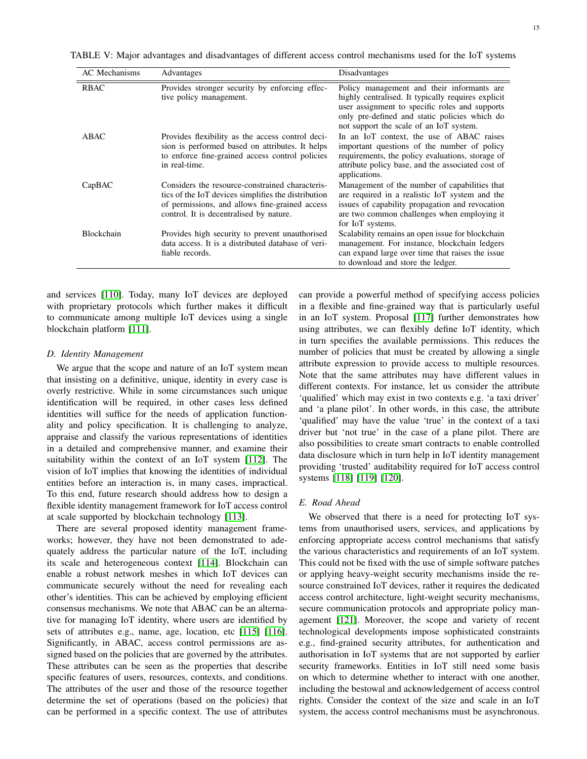TABLE V: Major advantages and disadvantages of different access control mechanisms used for the IoT systems

| AC Mechanisms | Advantages | Disadvantages |
|---|---|---|
| RBAC | Provides stronger security by enforcing effective policy management. | Policy management and their informants are highly centralised. It typically requires explicit user assignment to specific roles and supports only pre-defined and static policies which do not support the scale of an IoT system. |
| ABAC | Provides flexibility as the access control decision is performed based on attributes. It helps to enforce fine-grained access control policies in real-time. | In an IoT context, the use of ABAC raises important questions of the number of policy requirements, the policy evaluations, storage of attribute policy base, and the associated cost of applications. |
| CapBAC | Considers the resource-constrained characteristics of the IoT devices simplifies the distribution of permissions, and allows fine-grained access control. It is decentralised by nature. | Management of the number of capabilities that are required in a realistic IoT system and the issues of capability propagation and revocation are two common challenges when employing it for IoT systems. |
| Blockchain | Provides high security to prevent unauthorised data access. It is a distributed database of verifiable records. | Scalability remains an open issue for blockchain management. For instance, blockchain ledgers can expand large over time that raises the issue to download and store the ledger. |

and services [110]. Today, many IoT devices are deployed with proprietary protocols which further makes it difficult to communicate among multiple IoT devices using a single blockchain platform [111].

### D. Identity Management

We argue that the scope and nature of an IoT system mean that insisting on a definitive, unique, identity in every case is overly restrictive. While in some circumstances such unique identification will be required, in other cases less defined identities will suffice for the needs of application functionality and policy specification. It is challenging to analyze, appraise and classify the various representations of identities in a detailed and comprehensive manner, and examine their suitability within the context of an IoT system [112]. The vision of IoT implies that knowing the identities of individual entities before an interaction is, in many cases, impractical. To this end, future research should address how to design a flexible identity management framework for IoT access control at scale supported by blockchain technology [113].

There are several proposed identity management frameworks; however, they have not been demonstrated to adequately address the particular nature of the IoT, including its scale and heterogeneous context [114]. Blockchain can enable a robust network meshes in which IoT devices can communicate securely without the need for revealing each other's identities. This can be achieved by employing efficient consensus mechanisms. We note that ABAC can be an alternative for managing IoT identity, where users are identified by sets of attributes e.g., name, age, location, etc [115] [116]. Significantly, in ABAC, access control permissions are assigned based on the policies that are governed by the attributes. These attributes can be seen as the properties that describe specific features of users, resources, contexts, and conditions. The attributes of the user and those of the resource together determine the set of operations (based on the policies) that can be performed in a specific context. The use of attributes can provide a powerful method of specifying access policies in a flexible and fine-grained way that is particularly useful in an IoT system. Proposal [117] further demonstrates how using attributes, we can flexibly define IoT identity, which in turn specifies the available permissions. This reduces the number of policies that must be created by allowing a single attribute expression to provide access to multiple resources. Note that the same attributes may have different values in different contexts. For instance, let us consider the attribute 'qualified' which may exist in two contexts e.g. 'a taxi driver' and 'a plane pilot'. In other words, in this case, the attribute 'qualified' may have the value 'true' in the context of a taxi driver but 'not true' in the case of a plane pilot. There are also possibilities to create smart contracts to enable controlled data disclosure which in turn help in IoT identity management providing 'trusted' auditability required for IoT access control systems [118] [119] [120].

### E. Road Ahead

We observed that there is a need for protecting IoT systems from unauthorised users, services, and applications by enforcing appropriate access control mechanisms that satisfy the various characteristics and requirements of an IoT system. This could not be fixed with the use of simple software patches or applying heavy-weight security mechanisms inside the resource constrained IoT devices, rather it requires the dedicated access control architecture, light-weight security mechanisms, secure communication protocols and appropriate policy management [121]. Moreover, the scope and variety of recent technological developments impose sophisticated constraints e.g., find-grained security attributes, for authentication and authorisation in IoT systems that are not supported by earlier security frameworks. Entities in IoT still need some basis on which to determine whether to interact with one another, including the bestowal and acknowledgement of access control rights. Consider the context of the size and scale in an IoT system, the access control mechanisms must be asynchronous.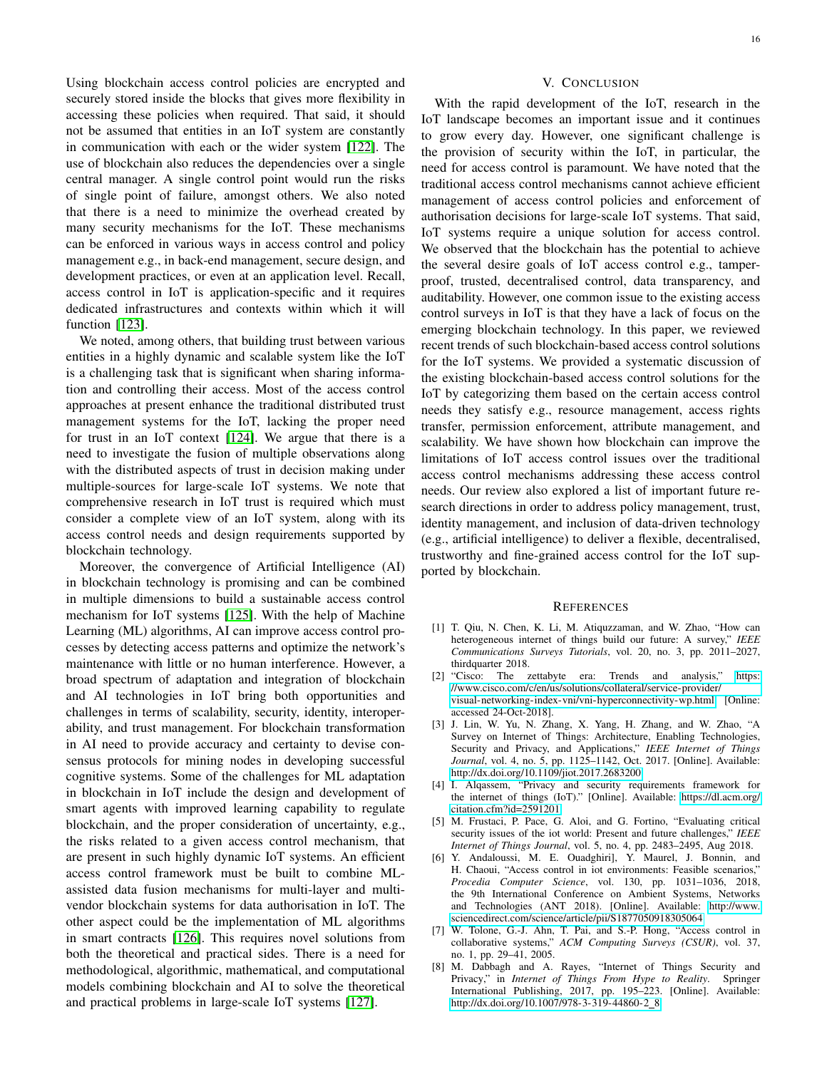Using blockchain access control policies are encrypted and securely stored inside the blocks that gives more flexibility in accessing these policies when required. That said, it should not be assumed that entities in an IoT system are constantly in communication with each or the wider system [122]. The use of blockchain also reduces the dependencies over a single central manager. A single control point would run the risks of single point of failure, amongst others. We also noted that there is a need to minimize the overhead created by many security mechanisms for the IoT. These mechanisms can be enforced in various ways in access control and policy management e.g., in back-end management, secure design, and development practices, or even at an application level. Recall, access control in IoT is application-specific and it requires dedicated infrastructures and contexts within which it will function [123].

We noted, among others, that building trust between various entities in a highly dynamic and scalable system like the IoT is a challenging task that is significant when sharing information and controlling their access. Most of the access control approaches at present enhance the traditional distributed trust management systems for the IoT, lacking the proper need for trust in an IoT context [124]. We argue that there is a need to investigate the fusion of multiple observations along with the distributed aspects of trust in decision making under multiple-sources for large-scale IoT systems. We note that comprehensive research in IoT trust is required which must consider a complete view of an IoT system, along with its access control needs and design requirements supported by blockchain technology.

Moreover, the convergence of Artificial Intelligence (AI) in blockchain technology is promising and can be combined in multiple dimensions to build a sustainable access control mechanism for IoT systems [125]. With the help of Machine Learning (ML) algorithms, AI can improve access control processes by detecting access patterns and optimize the network's maintenance with little or no human interference. However, a broad spectrum of adaptation and integration of blockchain and AI technologies in IoT bring both opportunities and challenges in terms of scalability, security, identity, interoperability, and trust management. For blockchain transformation in AI need to provide accuracy and certainty to devise consensus protocols for mining nodes in developing successful cognitive systems. Some of the challenges for ML adaptation in blockchain in IoT include the design and development of smart agents with improved learning capability to regulate blockchain, and the proper consideration of uncertainty, e.g., the risks related to a given access control mechanism, that are present in such highly dynamic IoT systems. An efficient access control framework must be built to combine ML-assisted data fusion mechanisms for multi-layer and multi-vendor blockchain systems for data authorisation in IoT. The other aspect could be the implementation of ML algorithms in smart contracts [126]. This requires novel solutions from both the theoretical and practical sides. There is a need for methodological, algorithmic, mathematical, and computational models combining blockchain and AI to solve the theoretical and practical problems in large-scale IoT systems [127].

# V. Conclusion

With the rapid development of the IoT, research in the IoT landscape becomes an important issue and it continues to grow every day. However, one significant challenge is the provision of security within the IoT, in particular, the need for access control is paramount. We have noted that the traditional access control mechanisms cannot achieve efficient management of access control policies and enforcement of authorisation decisions for large-scale IoT systems. That said, IoT systems require a unique solution for access control. We observed that the blockchain has the potential to achieve the several desire goals of IoT access control e.g., tamper-proof, trusted, decentralised control, data transparency, and auditability. However, one common issue to the existing access control surveys in IoT is that they have a lack of focus on the emerging blockchain technology. In this paper, we reviewed recent trends of such blockchain-based access control solutions for the IoT systems. We provided a systematic discussion of the existing blockchain-based access control solutions for the IoT by categorizing them based on the certain access control needs they satisfy e.g., resource management, access rights transfer, permission enforcement, attribute management, and scalability. We have shown how blockchain can improve the limitations of IoT access control issues over the traditional access control mechanisms addressing these access control needs. Our review also explored a list of important future research directions in order to address policy management, trust, identity management, and inclusion of data-driven technology (e.g., artificial intelligence) to deliver a flexible, decentralised, trustworthy and fine-grained access control for the IoT supported by blockchain.

# References

[1] T. Qiu, N. Chen, K. Li, M. Atiquzzaman, and W. Zhao, "How can heterogeneous internet of things build our future: A survey," *IEEE Communications Surveys Tutorials*, vol. 20, no. 3, pp. 2011–2027, thirdquarter 2018.

[2] "Cisco: The zettabyte era: Trends and analysis," https://www.cisco.com/c/en/us/solutions/collateral/service-provider/visual-networking-index-vni/vni-hyperconnectivity-wp.html, [Online: accessed 24-Oct-2018].

[3] J. Lin, W. Yu, N. Zhang, X. Yang, H. Zhang, and W. Zhao, "A Survey on Internet of Things: Architecture, Enabling Technologies, Security and Privacy, and Applications," *IEEE Internet of Things Journal*, vol. 4, no. 5, pp. 1125–1142, Oct. 2017. [Online]. Available: http://dx.doi.org/10.1109/jiot.2017.2683200

[4] I. Alqassem, "Privacy and security requirements framework for the internet of things (IoT)." [Online]. Available: https://dl.acm.org/citation.cfm?id=2591201

[5] M. Frustaci, P. Pace, G. Aloi, and G. Fortino, "Evaluating critical security issues of the iot world: Present and future challenges," *IEEE Internet of Things Journal*, vol. 5, no. 4, pp. 2483–2495, Aug 2018.

[6] Y. Andaloussi, M. E. Ouadghiri], Y. Maurel, J. Bonnin, and H. Chaoui, "Access control in iot environments: Feasible scenarios," *Procedia Computer Science*, vol. 130, pp. 1031–1036, 2018, the 9th International Conference on Ambient Systems, Networks and Technologies (ANT 2018). [Online]. Available: http://www.sciencedirect.com/science/article/pii/S1877050918305064

[7] W. Tolone, G.-J. Ahn, T. Pai, and S.-P. Hong, "Access control in collaborative systems," *ACM Computing Surveys (CSUR)*, vol. 37, no. 1, pp. 29–41, 2005.

[8] M. Dabbagh and A. Rayes, "Internet of Things Security and Privacy," in *Internet of Things From Hype to Reality*. Springer International Publishing, 2017, pp. 195–223. [Online]. Available: http://dx.doi.org/10.1007/978-3-319-44860-2_8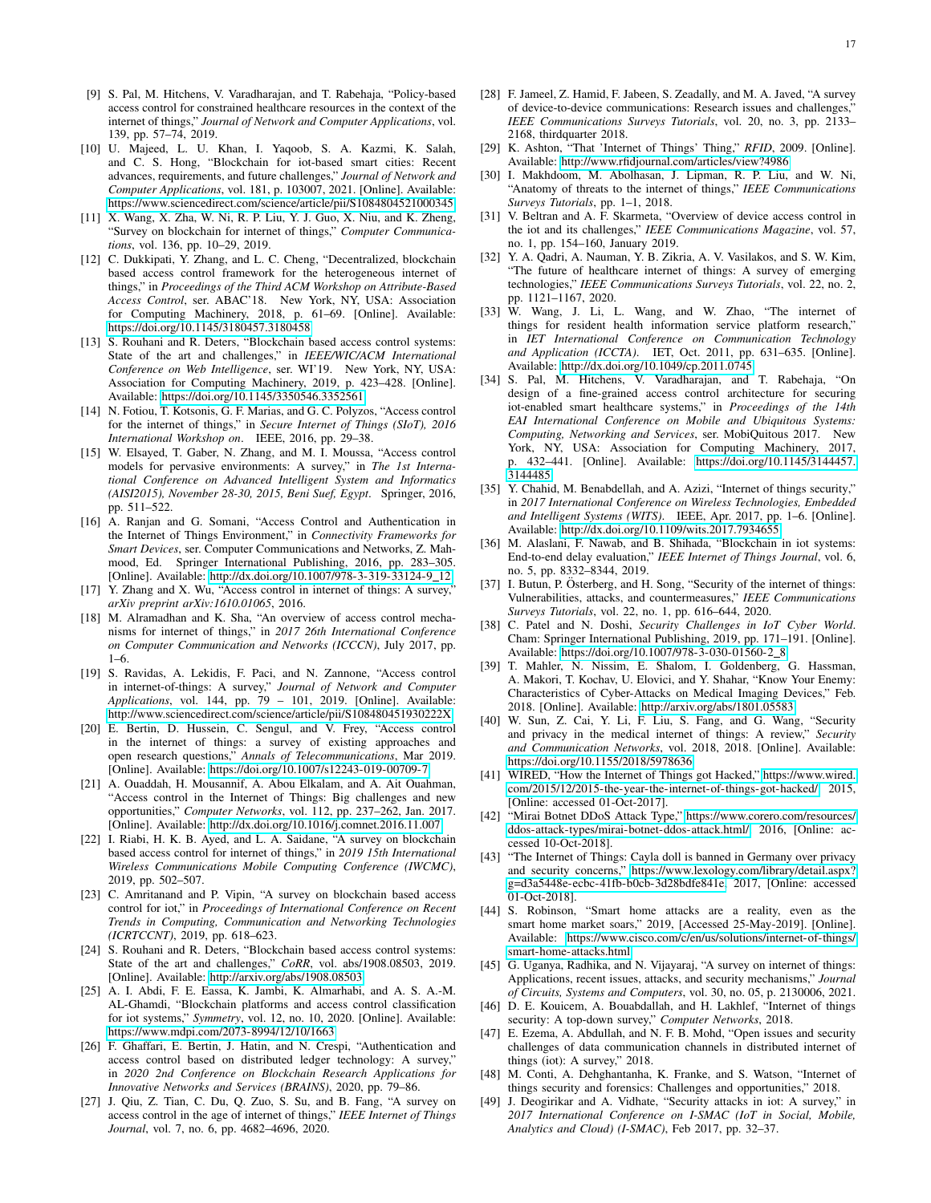[9] S. Pal, M. Hitchens, V. Varadharajan, and T. Rabehaja, "Policy-based access control for constrained healthcare resources in the context of the internet of things," *Journal of Network and Computer Applications*, vol. 139, pp. 57–74, 2019.

[10] U. Majeed, L. U. Khan, I. Yaqoob, S. A. Kazmi, K. Salah, and C. S. Hong, "Blockchain for iot-based smart cities: Recent advances, requirements, and future challenges," *Journal of Network and Computer Applications*, vol. 181, p. 103007, 2021. [Online]. Available: https://www.sciencedirect.com/science/article/pii/S1084804521000345

[11] X. Wang, X. Zha, W. Ni, R. P. Liu, Y. J. Guo, X. Niu, and K. Zheng, "Survey on blockchain for internet of things," *Computer Communications*, vol. 136, pp. 10–29, 2019.

[12] C. Dukkipati, Y. Zhang, and L. C. Cheng, "Decentralized, blockchain based access control framework for the heterogeneous internet of things," in *Proceedings of the Third ACM Workshop on Attribute-Based Access Control*, ser. ABAC'18. New York, NY, USA: Association for Computing Machinery, 2018, p. 61–69. [Online]. Available: https://doi.org/10.1145/3180457.3180458

[13] S. Rouhani and R. Deters, "Blockchain based access control systems: State of the art and challenges," in *IEEE/WIC/ACM International Conference on Web Intelligence*, ser. WI'19. New York, NY, USA: Association for Computing Machinery, 2019, p. 423–428. [Online]. Available: https://doi.org/10.1145/3350546.3352561

[14] N. Fotiou, T. Kotsonis, G. F. Marias, and G. C. Polyzos, "Access control for the internet of things," in *Secure Internet of Things (SIoT), 2016 International Workshop on*. IEEE, 2016, pp. 29–38.

[15] W. Elsayed, T. Gaber, N. Zhang, and M. I. Moussa, "Access control models for pervasive environments: A survey," in *The 1st International Conference on Advanced Intelligent System and Informatics (AISI2015), November 28-30, 2015, Beni Suef, Egypt*. Springer, 2016, pp. 511–522.

[16] A. Ranjan and G. Somani, "Access Control and Authentication in the Internet of Things Environment," in *Connectivity Frameworks for Smart Devices*, ser. Computer Communications and Networks, Z. Mahmood, Ed. Springer International Publishing, 2016, pp. 283–305. [Online]. Available: http://dx.doi.org/10.1007/978-3-319-33124-9_12

[17] Y. Zhang and X. Wu, "Access control in internet of things: A survey," *arXiv preprint arXiv:1610.01065*, 2016.

[18] M. Alramadhan and K. Sha, "An overview of access control mechanisms for internet of things," in *2017 26th International Conference on Computer Communication and Networks (ICCCN)*, July 2017, pp. 1–6.

[19] S. Ravidas, A. Lekidis, F. Paci, and N. Zannone, "Access control in internet-of-things: A survey," *Journal of Network and Computer Applications*, vol. 144, pp. 79 – 101, 2019. [Online]. Available: http://www.sciencedirect.com/science/article/pii/S108480451930222X

[20] E. Bertin, D. Hussein, C. Sengul, and V. Frey, "Access control in the internet of things: a survey of existing approaches and open research questions," *Annals of Telecommunications*, Mar 2019. [Online]. Available: https://doi.org/10.1007/s12243-019-00709-7

[21] A. Ouaddah, H. Mousannif, A. Abou Elkalam, and A. Ait Ouahman, "Access control in the Internet of Things: Big challenges and new opportunities," *Computer Networks*, vol. 112, pp. 237–262, Jan. 2017. [Online]. Available: http://dx.doi.org/10.1016/j.comnet.2016.11.007

[22] I. Riabi, H. K. B. Ayed, and L. A. Saidane, "A survey on blockchain based access control for internet of things," in *2019 15th International Wireless Communications Mobile Computing Conference (IWCMC)*, 2019, pp. 502–507.

[23] C. Amritanand and P. Vipin, "A survey on blockchain based access control for iot," in *Proceedings of International Conference on Recent Trends in Computing, Communication and Networking Technologies (ICRTCCNT)*, 2019, pp. 618–623.

[24] S. Rouhani and R. Deters, "Blockchain based access control systems: State of the art and challenges," *CoRR*, vol. abs/1908.08503, 2019. [Online]. Available: http://arxiv.org/abs/1908.08503

[25] A. I. Abdi, F. E. Eassa, K. Jambi, K. Almarhabi, and A. S. A.-M. AL-Ghamdi, "Blockchain platforms and access control classification for iot systems," *Symmetry*, vol. 12, no. 10, 2020. [Online]. Available: https://www.mdpi.com/2073-8994/12/10/1663

[26] F. Ghaffari, E. Bertin, J. Hatin, and N. Crespi, "Authentication and access control based on distributed ledger technology: A survey," in *2020 2nd Conference on Blockchain Research Applications for Innovative Networks and Services (BRAINS)*, 2020, pp. 79–86.

[27] J. Qiu, Z. Tian, C. Du, Q. Zuo, S. Su, and B. Fang, "A survey on access control in the age of internet of things," *IEEE Internet of Things Journal*, vol. 7, no. 6, pp. 4682–4696, 2020.

[28] F. Jameel, Z. Hamid, F. Jabeen, S. Zeadally, and M. A. Javed, "A survey of device-to-device communications: Research issues and challenges," *IEEE Communications Surveys Tutorials*, vol. 20, no. 3, pp. 2133–2168, thirdquarter 2018.

[29] K. Ashton, "That 'Internet of Things' Thing," *RFID*, 2009. [Online]. Available: http://www.rfidjournal.com/articles/view?4986

[30] I. Makhdoom, M. Abolhasan, J. Lipman, R. P. Liu, and W. Ni, "Anatomy of threats to the internet of things," *IEEE Communications Surveys Tutorials*, pp. 1–1, 2018.

[31] V. Beltran and A. F. Skarmeta, "Overview of device access control in the iot and its challenges," *IEEE Communications Magazine*, vol. 57, no. 1, pp. 154–160, January 2019.

[32] Y. A. Qadri, A. Nauman, Y. B. Zikria, A. V. Vasilakos, and S. W. Kim, "The future of healthcare internet of things: A survey of emerging technologies," *IEEE Communications Surveys Tutorials*, vol. 22, no. 2, pp. 1121–1167, 2020.

[33] W. Wang, J. Li, L. Wang, and W. Zhao, "The internet of things for resident health information service platform research," in *IET International Conference on Communication Technology and Application (ICCTA)*. IET, Oct. 2011, pp. 631–635. [Online]. Available: http://dx.doi.org/10.1049/cp.2011.0745

[34] S. Pal, M. Hitchens, V. Varadharajan, and T. Rabehaja, "On design of a fine-grained access control architecture for securing iot-enabled smart healthcare systems," in *Proceedings of the 14th EAI International Conference on Mobile and Ubiquitous Systems: Computing, Networking and Services*, ser. MobiQuitous 2017. New York, NY, USA: Association for Computing Machinery, 2017, p. 432–441. [Online]. Available: https://doi.org/10.1145/3144457.3144485

[35] Y. Chahid, M. Benabdellah, and A. Azizi, "Internet of things security," in *2017 International Conference on Wireless Technologies, Embedded and Intelligent Systems (WITS)*. IEEE, Apr. 2017, pp. 1–6. [Online]. Available: http://dx.doi.org/10.1109/wits.2017.7934655

[36] M. Alaslani, F. Nawab, and B. Shihada, "Blockchain in iot systems: End-to-end delay evaluation," *IEEE Internet of Things Journal*, vol. 6, no. 5, pp. 8332–8344, 2019.

[37] I. Butun, P. Österberg, and H. Song, "Security of the internet of things: Vulnerabilities, attacks, and countermeasures," *IEEE Communications Surveys Tutorials*, vol. 22, no. 1, pp. 616–644, 2020.

[38] C. Patel and N. Doshi, *Security Challenges in IoT Cyber World*. Cham: Springer International Publishing, 2019, pp. 171–191. [Online]. Available: https://doi.org/10.1007/978-3-030-01560-2_8

[39] T. Mahler, N. Nissim, E. Shalom, I. Goldenberg, G. Hassman, A. Makori, I. Kochav, Y. Elovici, and Y. Shahar, "Know Your Enemy: Characteristics of Cyber-Attacks on Medical Imaging Devices," Feb. 2018. [Online]. Available: http://arxiv.org/abs/1801.05583

[40] W. Sun, Z. Cai, Y. Li, F. Liu, S. Fang, and G. Wang, "Security and privacy in the medical internet of things: A review," *Security and Communication Networks*, vol. 2018, 2018. [Online]. Available: https://doi.org/10.1155/2018/5978636

[41] WIRED, "How the Internet of Things got Hacked," https://www.wired.com/2015/12/2015-the-year-the-internet-of-things-got-hacked/, 2015, [Online: accessed 01-Oct-2017].

[42] "Mirai Botnet DDoS Attack Type," https://www.corero.com/resources/ddos-attack-types/mirai-botnet-ddos-attack.html/, 2016, [Online: accessed 10-Oct-2018].

[43] "The Internet of Things: Cayla doll is banned in Germany over privacy and security concerns," https://www.lexology.com/library/detail.aspx?g=d3a5448e-ecbc-41fb-b0cb-3d28bdfe841e, 2017, [Online: accessed 01-Oct-2018].

[44] S. Robinson, "Smart home attacks are a reality, even as the smart home market soars," 2019, [Accessed 25-May-2019]. [Online]. Available: https://www.cisco.com/c/en/us/solutions/internet-of-things/smart-home-attacks.html

[45] G. Uganya, Radhika, and N. Vijayaraj, "A survey on internet of things: Applications, recent issues, attacks, and security mechanisms," *Journal of Circuits, Systems and Computers*, vol. 30, no. 05, p. 2130006, 2021.

[46] D. E. Kouicem, A. Bouabdallah, and H. Lakhlef, "Internet of things security: A top-down survey," *Computer Networks*, 2018.

[47] E. Ezema, A. Abdullah, and N. F. B. Mohd, "Open issues and security challenges of data communication channels in distributed internet of things (iot): A survey," 2018.

[48] M. Conti, A. Dehghantanha, K. Franke, and S. Watson, "Internet of things security and forensics: Challenges and opportunities," 2018.

[49] J. Deogirikar and A. Vidhate, "Security attacks in iot: A survey," in *2017 International Conference on I-SMAC (IoT in Social, Mobile, Analytics and Cloud) (I-SMAC)*, Feb 2017, pp. 32–37.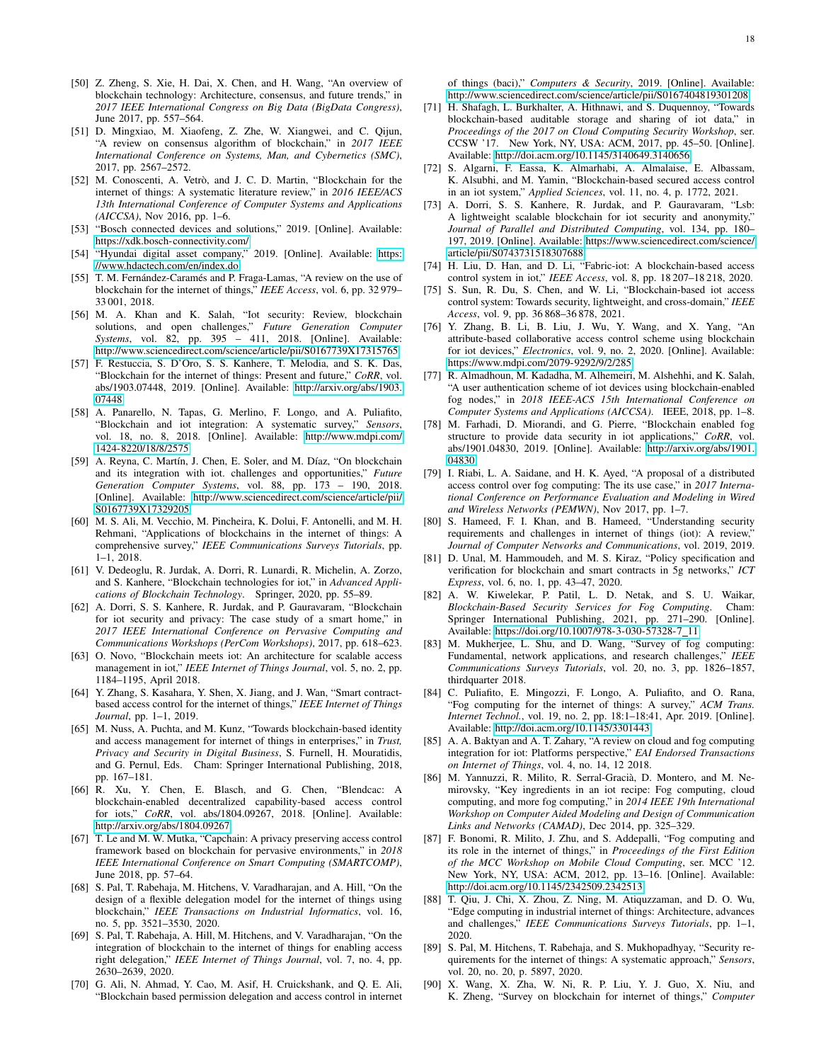[50] Z. Zheng, S. Xie, H. Dai, X. Chen, and H. Wang, "An overview of blockchain technology: Architecture, consensus, and future trends," in *2017 IEEE International Congress on Big Data (BigData Congress)*, June 2017, pp. 557–564.

[51] D. Mingxiao, M. Xiaofeng, Z. Zhe, W. Xiangwei, and C. Qijun, "A review on consensus algorithm of blockchain," in *2017 IEEE International Conference on Systems, Man, and Cybernetics (SMC)*, 2017, pp. 2567–2572.

[52] M. Conoscenti, A. Vetrò, and J. C. D. Martin, "Blockchain for the internet of things: A systematic literature review," in *2016 IEEE/ACS 13th International Conference of Computer Systems and Applications (AICCSA)*, Nov 2016, pp. 1–6.

[53] "Bosch connected devices and solutions," 2019. [Online]. Available: https://xdk.bosch-connectivity.com/

[54] "Hyundai digital asset company," 2019. [Online]. Available: https://www.hdactech.com/en/index.do

[55] T. M. Fernández-Caramés and P. Fraga-Lamas, "A review on the use of blockchain for the internet of things," *IEEE Access*, vol. 6, pp. 32 979–33 001, 2018.

[56] M. A. Khan and K. Salah, "Iot security: Review, blockchain solutions, and open challenges," *Future Generation Computer Systems*, vol. 82, pp. 395 – 411, 2018. [Online]. Available: http://www.sciencedirect.com/science/article/pii/S0167739X17315765

[57] F. Restuccia, S. D'Oro, S. S. Kanhere, T. Melodia, and S. K. Das, "Blockchain for the internet of things: Present and future," *CoRR*, vol. abs/1903.07448, 2019. [Online]. Available: http://arxiv.org/abs/1903.07448

[58] A. Panarello, N. Tapas, G. Merlino, F. Longo, and A. Puliafito, "Blockchain and iot integration: A systematic survey," *Sensors*, vol. 18, no. 8, 2018. [Online]. Available: http://www.mdpi.com/1424-8220/18/8/2575

[59] A. Reyna, C. Martín, J. Chen, E. Soler, and M. Díaz, "On blockchain and its integration with iot. challenges and opportunities," *Future Generation Computer Systems*, vol. 88, pp. 173 – 190, 2018. [Online]. Available: http://www.sciencedirect.com/science/article/pii/S0167739X17329205

[60] M. S. Ali, M. Vecchio, M. Pincheira, K. Dolui, F. Antonelli, and M. H. Rehmani, "Applications of blockchains in the internet of things: A comprehensive survey," *IEEE Communications Surveys Tutorials*, pp. 1–1, 2018.

[61] V. Dedeoglu, R. Jurdak, A. Dorri, R. Lunardi, R. Michelin, A. Zorzo, and S. Kanhere, "Blockchain technologies for iot," in *Advanced Applications of Blockchain Technology*. Springer, 2020, pp. 55–89.

[62] A. Dorri, S. S. Kanhere, R. Jurdak, and P. Gauravaram, "Blockchain for iot security and privacy: The case study of a smart home," in *2017 IEEE International Conference on Pervasive Computing and Communications Workshops (PerCom Workshops)*, 2017, pp. 618–623.

[63] O. Novo, "Blockchain meets iot: An architecture for scalable access management in iot," *IEEE Internet of Things Journal*, vol. 5, no. 2, pp. 1184–1195, April 2018.

[64] Y. Zhang, S. Kasahara, Y. Shen, X. Jiang, and J. Wan, "Smart contract-based access control for the internet of things," *IEEE Internet of Things Journal*, pp. 1–1, 2019.

[65] M. Nuss, A. Puchta, and M. Kunz, "Towards blockchain-based identity and access management for internet of things in enterprises," in *Trust, Privacy and Security in Digital Business*, S. Furnell, H. Mouratidis, and G. Pernul, Eds. Cham: Springer International Publishing, 2018, pp. 167–181.

[66] R. Xu, Y. Chen, E. Blasch, and G. Chen, "Blendcac: A blockchain-enabled decentralized capability-based access control for iots," *CoRR*, vol. abs/1804.09267, 2018. [Online]. Available: http://arxiv.org/abs/1804.09267

[67] T. Le and M. W. Mutka, "Capchain: A privacy preserving access control framework based on blockchain for pervasive environments," in *2018 IEEE International Conference on Smart Computing (SMARTCOMP)*, June 2018, pp. 57–64.

[68] S. Pal, T. Rabehaja, M. Hitchens, V. Varadharajan, and A. Hill, "On the design of a flexible delegation model for the internet of things using blockchain," *IEEE Transactions on Industrial Informatics*, vol. 16, no. 5, pp. 3521–3530, 2020.

[69] S. Pal, T. Rabehaja, A. Hill, M. Hitchens, and V. Varadharajan, "On the integration of blockchain to the internet of things for enabling access right delegation," *IEEE Internet of Things Journal*, vol. 7, no. 4, pp. 2630–2639, 2020.

[70] G. Ali, N. Ahmad, Y. Cao, M. Asif, H. Cruickshank, and Q. E. Ali, "Blockchain based permission delegation and access control in internet of things (baci)," *Computers & Security*, 2019. [Online]. Available: http://www.sciencedirect.com/science/article/pii/S0167404819301208

[71] H. Shafagh, L. Burkhalter, A. Hithnawi, and S. Duquennoy, "Towards blockchain-based auditable storage and sharing of iot data," in *Proceedings of the 2017 on Cloud Computing Security Workshop*, ser. CCSW '17. New York, NY, USA: ACM, 2017, pp. 45–50. [Online]. Available: http://doi.acm.org/10.1145/3140649.3140656

[72] S. Algarni, F. Eassa, K. Almarhabi, A. Almalaise, E. Albassam, K. Alsubhi, and M. Yamin, "Blockchain-based secured access control in an iot system," *Applied Sciences*, vol. 11, no. 4, p. 1772, 2021.

[73] A. Dorri, S. S. Kanhere, R. Jurdak, and P. Gauravaram, "Lsb: A lightweight scalable blockchain for iot security and anonymity," *Journal of Parallel and Distributed Computing*, vol. 134, pp. 180–197, 2019. [Online]. Available: https://www.sciencedirect.com/science/article/pii/S0743731518307688

[74] H. Liu, D. Han, and D. Li, "Fabric-iot: A blockchain-based access control system in iot," *IEEE Access*, vol. 8, pp. 18 207–18 218, 2020.

[75] S. Sun, R. Du, S. Chen, and W. Li, "Blockchain-based iot access control system: Towards security, lightweight, and cross-domain," *IEEE Access*, vol. 9, pp. 36 868–36 878, 2021.

[76] Y. Zhang, B. Li, B. Liu, J. Wu, Y. Wang, and X. Yang, "An attribute-based collaborative access control scheme using blockchain for iot devices," *Electronics*, vol. 9, no. 2, 2020. [Online]. Available: https://www.mdpi.com/2079-9292/9/2/285

[77] R. Almadhoun, M. Kadadha, M. Alhemeiri, M. Alshehhi, and K. Salah, "A user authentication scheme of iot devices using blockchain-enabled fog nodes," in *2018 IEEE-ACS 15th International Conference on Computer Systems and Applications (AICCSA)*. IEEE, 2018, pp. 1–8.

[78] M. Farhadi, D. Miorandi, and G. Pierre, "Blockchain enabled fog structure to provide data security in iot applications," *CoRR*, vol. abs/1901.04830, 2019. [Online]. Available: http://arxiv.org/abs/1901.04830

[79] I. Riabi, L. A. Saidane, and H. K. Ayed, "A proposal of a distributed access control over fog computing: The its use case," in *2017 International Conference on Performance Evaluation and Modeling in Wired and Wireless Networks (PEMWN)*, Nov 2017, pp. 1–7.

[80] S. Hameed, F. I. Khan, and B. Hameed, "Understanding security requirements and challenges in internet of things (iot): A review," *Journal of Computer Networks and Communications*, vol. 2019, 2019.

[81] D. Unal, M. Hammoudeh, and M. S. Kiraz, "Policy specification and verification for blockchain and smart contracts in 5g networks," *ICT Express*, vol. 6, no. 1, pp. 43–47, 2020.

[82] A. W. Kiwelekar, P. Patil, L. D. Netak, and S. U. Waikar, *Blockchain-Based Security Services for Fog Computing*. Cham: Springer International Publishing, 2021, pp. 271–290. [Online]. Available: https://doi.org/10.1007/978-3-030-57328-7_11

[83] M. Mukherjee, L. Shu, and D. Wang, "Survey of fog computing: Fundamental, network applications, and research challenges," *IEEE Communications Surveys Tutorials*, vol. 20, no. 3, pp. 1826–1857, thirdquarter 2018.

[84] C. Puliafito, E. Mingozzi, F. Longo, A. Puliafito, and O. Rana, "Fog computing for the internet of things: A survey," *ACM Trans. Internet Technol.*, vol. 19, no. 2, pp. 18:1–18:41, Apr. 2019. [Online]. Available: http://doi.acm.org/10.1145/3301443

[85] A. A. Baktyan and A. T. Zahary, "A review on cloud and fog computing integration for iot: Platforms perspective," *EAI Endorsed Transactions on Internet of Things*, vol. 4, no. 14, 12 2018.

[86] M. Yannuzzi, R. Milito, R. Serral-Gracià, D. Montero, and M. Nemirovsky, "Key ingredients in an iot recipe: Fog computing, cloud computing, and more fog computing," in *2014 IEEE 19th International Workshop on Computer Aided Modeling and Design of Communication Links and Networks (CAMAD)*, Dec 2014, pp. 325–329.

[87] F. Bonomi, R. Milito, J. Zhu, and S. Addepalli, "Fog computing and its role in the internet of things," in *Proceedings of the First Edition of the MCC Workshop on Mobile Cloud Computing*, ser. MCC '12. New York, NY, USA: ACM, 2012, pp. 13–16. [Online]. Available: http://doi.acm.org/10.1145/2342509.2342513

[88] T. Qiu, J. Chi, X. Zhou, Z. Ning, M. Atiquzzaman, and D. O. Wu, "Edge computing in industrial internet of things: Architecture, advances and challenges," *IEEE Communications Surveys Tutorials*, pp. 1–1, 2020.

[89] S. Pal, M. Hitchens, T. Rabehaja, and S. Mukhopadhyay, "Security requirements for the internet of things: A systematic approach," *Sensors*, vol. 20, no. 20, p. 5897, 2020.

[90] X. Wang, X. Zha, W. Ni, R. P. Liu, Y. J. Guo, X. Niu, and K. Zheng, "Survey on blockchain for internet of things," *Computer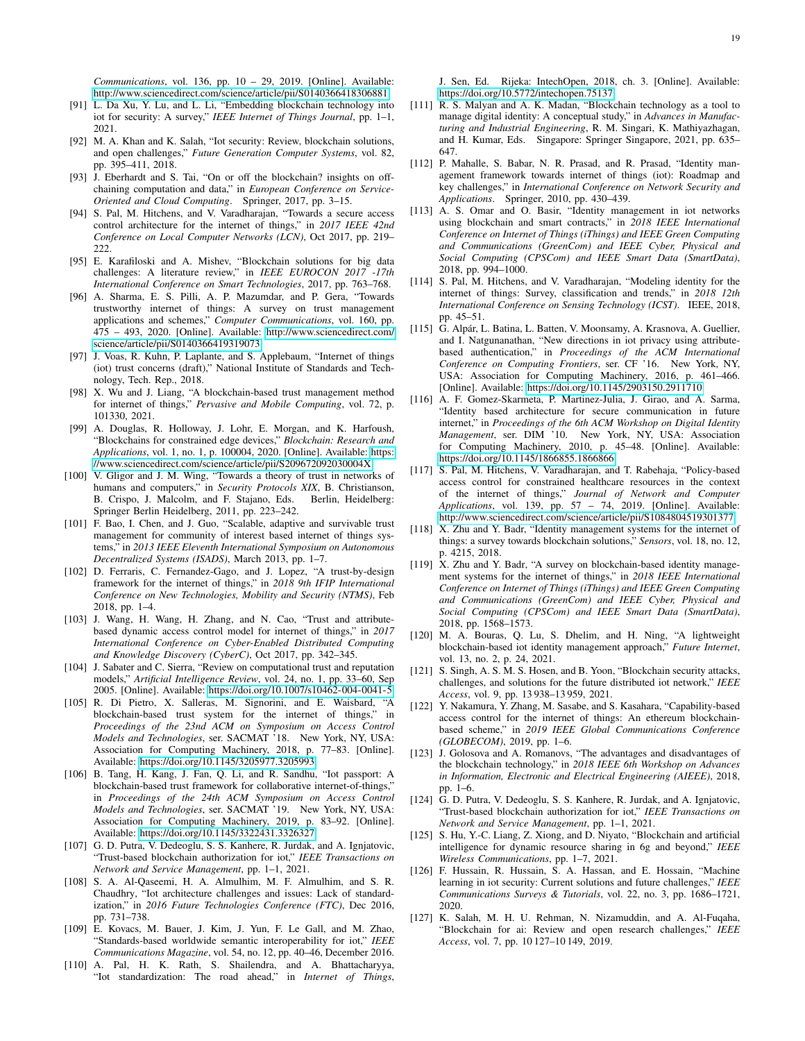*Communications*, vol. 136, pp. 10 – 29, 2019. [Online]. Available: http://www.sciencedirect.com/science/article/pii/S0140366418306881

[91] L. Da Xu, Y. Lu, and L. Li, "Embedding blockchain technology into iot for security: A survey," *IEEE Internet of Things Journal*, pp. 1–1, 2021.

[92] M. A. Khan and K. Salah, "Iot security: Review, blockchain solutions, and open challenges," *Future Generation Computer Systems*, vol. 82, pp. 395–411, 2018.

[93] J. Eberhardt and S. Tai, "On or off the blockchain? insights on off-chaining computation and data," in *European Conference on Service-Oriented and Cloud Computing*. Springer, 2017, pp. 3–15.

[94] S. Pal, M. Hitchens, and V. Varadharajan, "Towards a secure access control architecture for the internet of things," in *2017 IEEE 42nd Conference on Local Computer Networks (LCN)*, Oct 2017, pp. 219–222.

[95] E. Karafiloski and A. Mishev, "Blockchain solutions for big data challenges: A literature review," in *IEEE EUROCON 2017 -17th International Conference on Smart Technologies*, 2017, pp. 763–768.

[96] A. Sharma, E. S. Pilli, A. P. Mazumdar, and P. Gera, "Towards trustworthy internet of things: A survey on trust management applications and schemes," *Computer Communications*, vol. 160, pp. 475 – 493, 2020. [Online]. Available: http://www.sciencedirect.com/science/article/pii/S0140366419319073

[97] J. Voas, R. Kuhn, P. Laplante, and S. Applebaum, "Internet of things (iot) trust concerns (draft)," National Institute of Standards and Technology, Tech. Rep., 2018.

[98] X. Wu and J. Liang, "A blockchain-based trust management method for internet of things," *Pervasive and Mobile Computing*, vol. 72, p. 101330, 2021.

[99] A. Douglas, R. Holloway, J. Lohr, E. Morgan, and K. Harfoush, "Blockchains for constrained edge devices," *Blockchain: Research and Applications*, vol. 1, no. 1, p. 100004, 2020. [Online]. Available: https://www.sciencedirect.com/science/article/pii/S209672092030004X

[100] V. Gligor and J. M. Wing, "Towards a theory of trust in networks of humans and computers," in *Security Protocols XIX*, B. Christianson, B. Crispo, J. Malcolm, and F. Stajano, Eds. Berlin, Heidelberg: Springer Berlin Heidelberg, 2011, pp. 223–242.

[101] F. Bao, I. Chen, and J. Guo, "Scalable, adaptive and survivable trust management for community of interest based internet of things systems," in *2013 IEEE Eleventh International Symposium on Autonomous Decentralized Systems (ISADS)*, March 2013, pp. 1–7.

[102] D. Ferraris, C. Fernandez-Gago, and J. Lopez, "A trust-by-design framework for the internet of things," in *2018 9th IFIP International Conference on New Technologies, Mobility and Security (NTMS)*, Feb 2018, pp. 1–4.

[103] J. Wang, H. Wang, H. Zhang, and N. Cao, "Trust and attribute-based dynamic access control model for internet of things," in *2017 International Conference on Cyber-Enabled Distributed Computing and Knowledge Discovery (CyberC)*, Oct 2017, pp. 342–345.

[104] J. Sabater and C. Sierra, "Review on computational trust and reputation models," *Artificial Intelligence Review*, vol. 24, no. 1, pp. 33–60, Sep 2005. [Online]. Available: https://doi.org/10.1007/s10462-004-0041-5

[105] R. Di Pietro, X. Salleras, M. Signorini, and E. Waisbard, "A blockchain-based trust system for the internet of things," in *Proceedings of the 23nd ACM on Symposium on Access Control Models and Technologies*, ser. SACMAT '18. New York, NY, USA: Association for Computing Machinery, 2018, p. 77–83. [Online]. Available: https://doi.org/10.1145/3205977.3205993

[106] B. Tang, H. Kang, J. Fan, Q. Li, and R. Sandhu, "Iot passport: A blockchain-based trust framework for collaborative internet-of-things," in *Proceedings of the 24th ACM Symposium on Access Control Models and Technologies*, ser. SACMAT '19. New York, NY, USA: Association for Computing Machinery, 2019, p. 83–92. [Online]. Available: https://doi.org/10.1145/3322431.3326327

[107] G. D. Putra, V. Dedeoglu, S. S. Kanhere, R. Jurdak, and A. Ignjatovic, "Trust-based blockchain authorization for iot," *IEEE Transactions on Network and Service Management*, pp. 1–1, 2021.

[108] S. A. Al-Qaseemi, H. A. Almulhim, M. F. Almulhim, and S. R. Chaudhry, "Iot architecture challenges and issues: Lack of standardization," in *2016 Future Technologies Conference (FTC)*, Dec 2016, pp. 731–738.

[109] E. Kovacs, M. Bauer, J. Kim, J. Yun, F. Le Gall, and M. Zhao, "Standards-based worldwide semantic interoperability for iot," *IEEE Communications Magazine*, vol. 54, no. 12, pp. 40–46, December 2016.

[110] A. Pal, H. K. Rath, S. Shailendra, and A. Bhattacharyya, "Iot standardization: The road ahead," in *Internet of Things*, J. Sen, Ed. Rijeka: IntechOpen, 2018, ch. 3. [Online]. Available: https://doi.org/10.5772/intechopen.75137

[111] R. S. Malyan and A. K. Madan, "Blockchain technology as a tool to manage digital identity: A conceptual study," in *Advances in Manufacturing and Industrial Engineering*, R. M. Singari, K. Mathiyazhagan, and H. Kumar, Eds. Singapore: Springer Singapore, 2021, pp. 635–647.

[112] P. Mahalle, S. Babar, N. R. Prasad, and R. Prasad, "Identity management framework towards internet of things (iot): Roadmap and key challenges," in *International Conference on Network Security and Applications*. Springer, 2010, pp. 430–439.

[113] A. S. Omar and O. Basir, "Identity management in iot networks using blockchain and smart contracts," in *2018 IEEE International Conference on Internet of Things (iThings) and IEEE Green Computing and Communications (GreenCom) and IEEE Cyber, Physical and Social Computing (CPSCom) and IEEE Smart Data (SmartData)*, 2018, pp. 994–1000.

[114] S. Pal, M. Hitchens, and V. Varadharajan, "Modeling identity for the internet of things: Survey, classification and trends," in *2018 12th International Conference on Sensing Technology (ICST)*. IEEE, 2018, pp. 45–51.

[115] G. Alpár, L. Batina, L. Batten, V. Moonsamy, A. Krasnova, A. Guellier, and I. Natgunanathan, "New directions in iot privacy using attribute-based authentication," in *Proceedings of the ACM International Conference on Computing Frontiers*, ser. CF '16. New York, NY, USA: Association for Computing Machinery, 2016, p. 461–466. [Online]. Available: https://doi.org/10.1145/2903150.2911710

[116] A. F. Gomez-Skarmeta, P. Martinez-Julia, J. Girao, and A. Sarma, "Identity based architecture for secure communication in future internet," in *Proceedings of the 6th ACM Workshop on Digital Identity Management*, ser. DIM '10. New York, NY, USA: Association for Computing Machinery, 2010, p. 45–48. [Online]. Available: https://doi.org/10.1145/1866855.1866866

[117] S. Pal, M. Hitchens, V. Varadharajan, and T. Rabehaja, "Policy-based access control for constrained healthcare resources in the context of the internet of things," *Journal of Network and Computer Applications*, vol. 139, pp. 57 – 74, 2019. [Online]. Available: http://www.sciencedirect.com/science/article/pii/S1084804519301377

[118] X. Zhu and Y. Badr, "Identity management systems for the internet of things: a survey towards blockchain solutions," *Sensors*, vol. 18, no. 12, p. 4215, 2018.

[119] X. Zhu and Y. Badr, "A survey on blockchain-based identity management systems for the internet of things," in *2018 IEEE International Conference on Internet of Things (iThings) and IEEE Green Computing and Communications (GreenCom) and IEEE Cyber, Physical and Social Computing (CPSCom) and IEEE Smart Data (SmartData)*, 2018, pp. 1568–1573.

[120] M. A. Bouras, Q. Lu, S. Dhelim, and H. Ning, "A lightweight blockchain-based iot identity management approach," *Future Internet*, vol. 13, no. 2, p. 24, 2021.

[121] S. Singh, A. S. M. S. Hosen, and B. Yoon, "Blockchain security attacks, challenges, and solutions for the future distributed iot network," *IEEE Access*, vol. 9, pp. 13 938–13 959, 2021.

[122] Y. Nakamura, Y. Zhang, M. Sasabe, and S. Kasahara, "Capability-based access control for the internet of things: An ethereum blockchain-based scheme," in *2019 IEEE Global Communications Conference (GLOBECOM)*, 2019, pp. 1–6.

[123] J. Golosova and A. Romanovs, "The advantages and disadvantages of the blockchain technology," in *2018 IEEE 6th Workshop on Advances in Information, Electronic and Electrical Engineering (AIEEE)*, 2018, pp. 1–6.

[124] G. D. Putra, V. Dedeoglu, S. S. Kanhere, R. Jurdak, and A. Ignjatovic, "Trust-based blockchain authorization for iot," *IEEE Transactions on Network and Service Management*, pp. 1–1, 2021.

[125] S. Hu, Y.-C. Liang, Z. Xiong, and D. Niyato, "Blockchain and artificial intelligence for dynamic resource sharing in 6g and beyond," *IEEE Wireless Communications*, pp. 1–7, 2021.

[126] F. Hussain, R. Hussain, S. A. Hassan, and E. Hossain, "Machine learning in iot security: Current solutions and future challenges," *IEEE Communications Surveys & Tutorials*, vol. 22, no. 3, pp. 1686–1721, 2020.

[127] K. Salah, M. H. U. Rehman, N. Nizamuddin, and A. Al-Fuqaha, "Blockchain for ai: Review and open research challenges," *IEEE Access*, vol. 7, pp. 10 127–10 149, 2019.